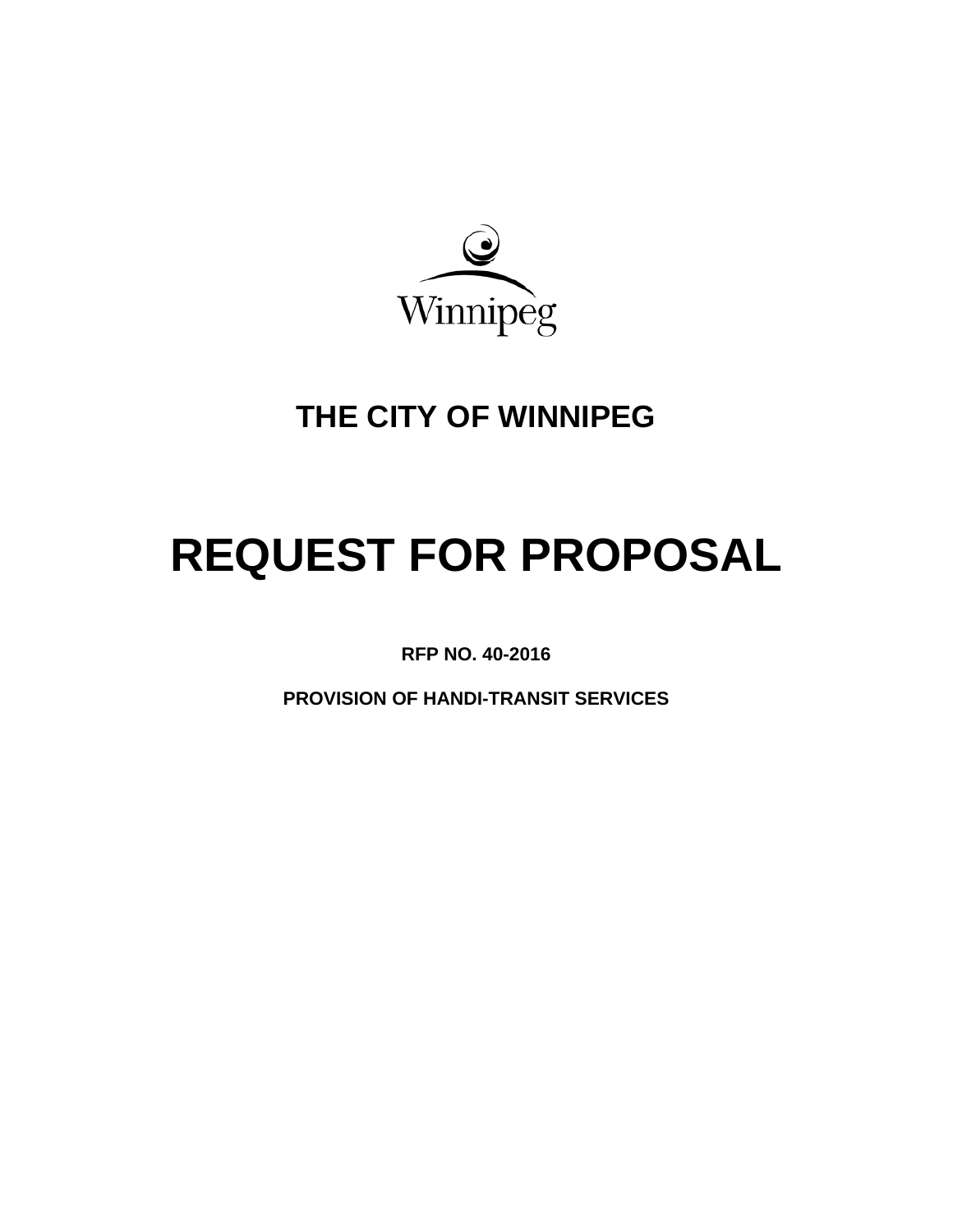Winnipeg

# THE CITY OF WINNIPEG

# REQUEST FOR PROPOSAL

**RFP NO. 40-2016**

**PROVISION OF HANDI-TRANSIT SERVICES**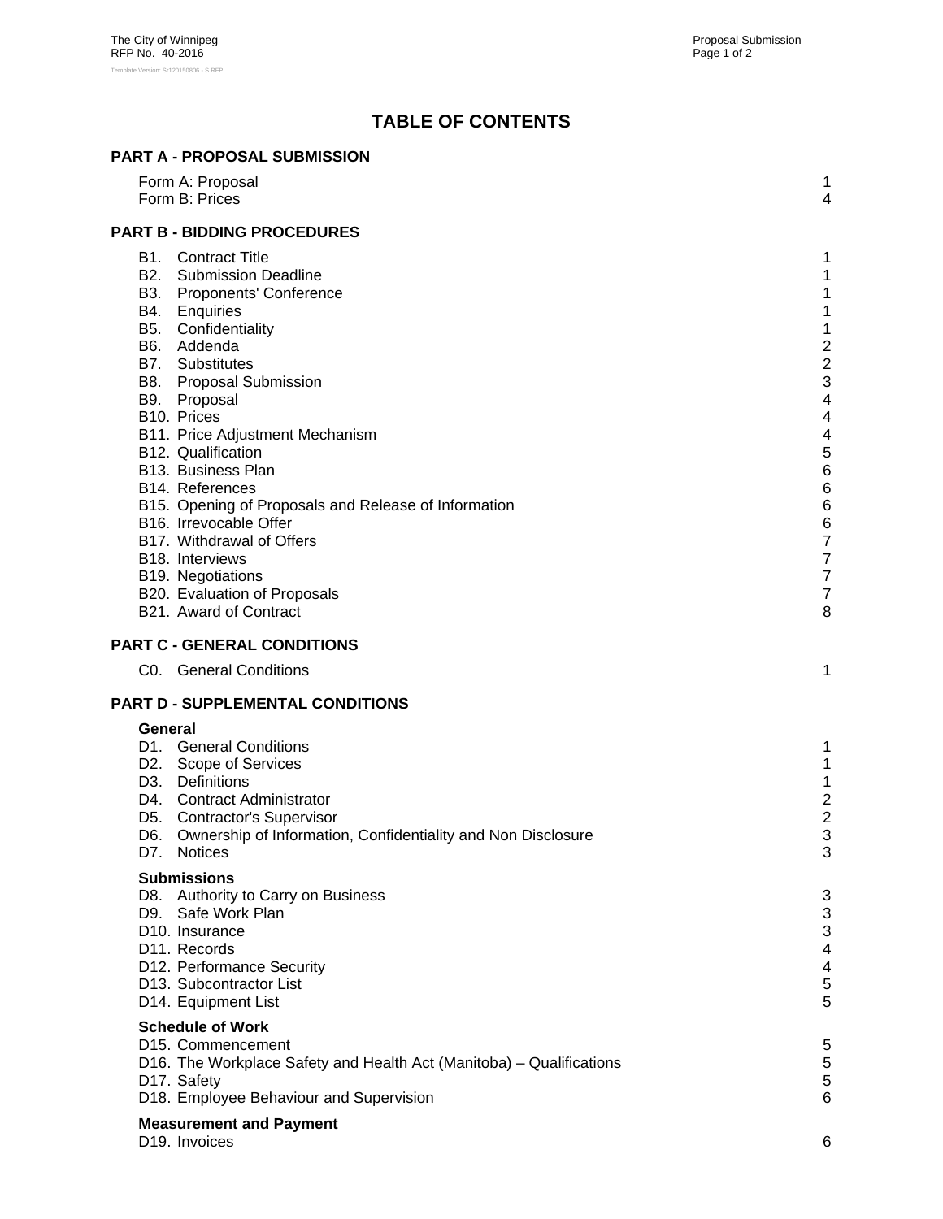# TABLE OF CONTENTS

## PART A - PROPOSAL SUBMISSION

| | |
|---|---|
| Form A: Proposal | 1 |
| Form B: Prices | 4 |

## PART B - BIDDING PROCEDURES

| | |
|---|---|
| B1. Contract Title | 1 |
| B2. Submission Deadline | 1 |
| B3. Proponents' Conference | 1 |
| B4. Enquiries | 1 |
| B5. Confidentiality | 1 |
| B6. Addenda | 2 |
| B7. Substitutes | 2 |
| B8. Proposal Submission | 3 |
| B9. Proposal | 4 |
| B10. Prices | 4 |
| B11. Price Adjustment Mechanism | 4 |
| B12. Qualification | 5 |
| B13. Business Plan | 6 |
| B14. References | 6 |
| B15. Opening of Proposals and Release of Information | 6 |
| B16. Irrevocable Offer | 6 |
| B17. Withdrawal of Offers | 7 |
| B18. Interviews | 7 |
| B19. Negotiations | 7 |
| B20. Evaluation of Proposals | 7 |
| B21. Award of Contract | 8 |

## PART C - GENERAL CONDITIONS

| | |
|---|---|
| C0. General Conditions | 1 |

## PART D - SUPPLEMENTAL CONDITIONS

### General

| | |
|---|---|
| D1. General Conditions | 1 |
| D2. Scope of Services | 1 |
| D3. Definitions | 1 |
| D4. Contract Administrator | 2 |
| D5. Contractor's Supervisor | 2 |
| D6. Ownership of Information, Confidentiality and Non Disclosure | 3 |
| D7. Notices | 3 |

### Submissions

| | |
|---|---|
| D8. Authority to Carry on Business | 3 |
| D9. Safe Work Plan | 3 |
| D10. Insurance | 3 |
| D11. Records | 4 |
| D12. Performance Security | 4 |
| D13. Subcontractor List | 5 |
| D14. Equipment List | 5 |

### Schedule of Work

| | |
|---|---|
| D15. Commencement | 5 |
| D16. The Workplace Safety and Health Act (Manitoba) – Qualifications | 5 |
| D17. Safety | 5 |
| D18. Employee Behaviour and Supervision | 6 |

### Measurement and Payment

| | |
|---|---|
| D19. Invoices | 6 |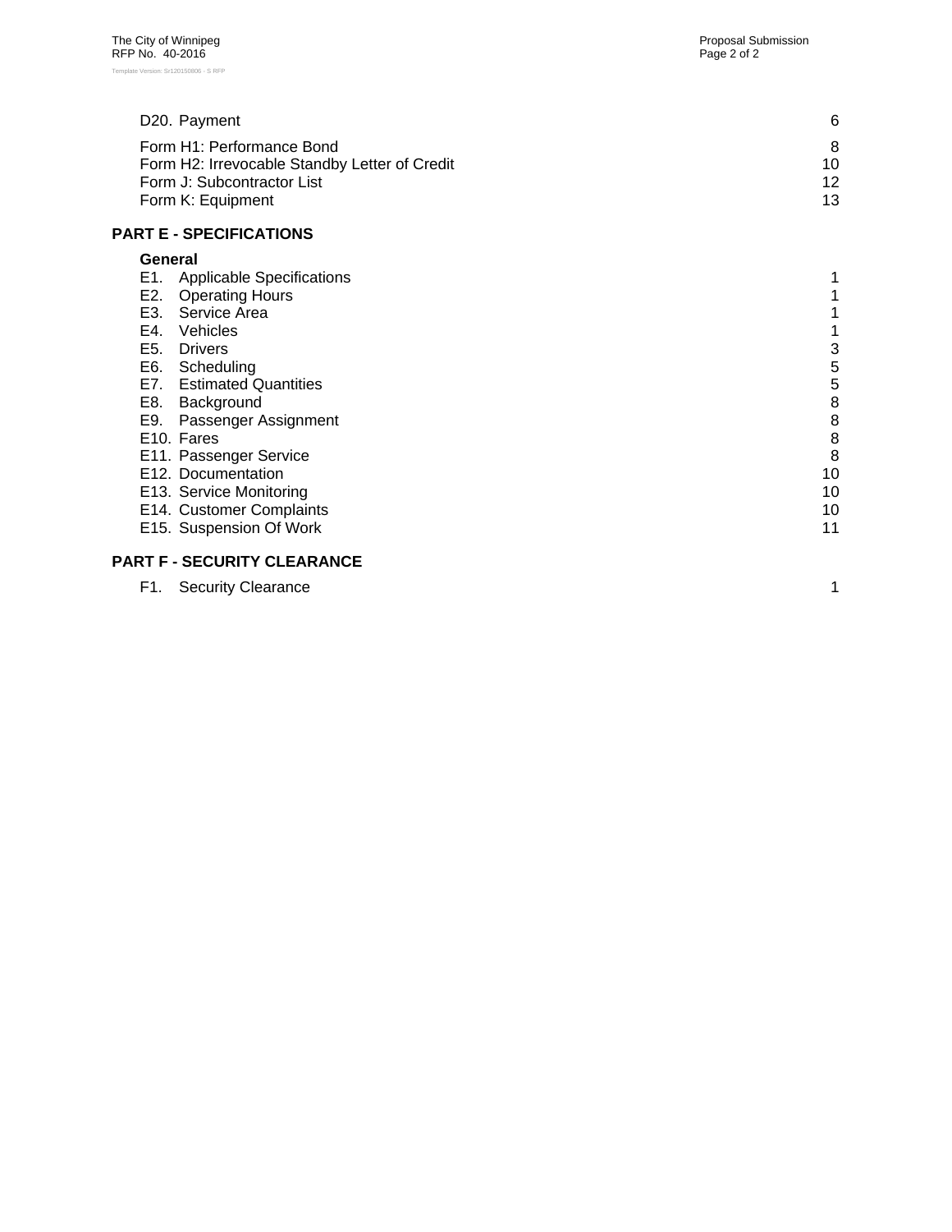| | |
|---|---|
| D20. Payment | 6 |
| Form H1: Performance Bond | 8 |
| Form H2: Irrevocable Standby Letter of Credit | 10 |
| Form J: Subcontractor List | 12 |
| Form K: Equipment | 13 |

## PART E - SPECIFICATIONS

**General**

| | |
|---|---|
| E1. Applicable Specifications | 1 |
| E2. Operating Hours | 1 |
| E3. Service Area | 1 |
| E4. Vehicles | 1 |
| E5. Drivers | 3 |
| E6. Scheduling | 5 |
| E7. Estimated Quantities | 5 |
| E8. Background | 8 |
| E9. Passenger Assignment | 8 |
| E10. Fares | 8 |
| E11. Passenger Service | 8 |
| E12. Documentation | 10 |
| E13. Service Monitoring | 10 |
| E14. Customer Complaints | 10 |
| E15. Suspension Of Work | 11 |

## PART F - SECURITY CLEARANCE

| | |
|---|---|
| F1. Security Clearance | 1 |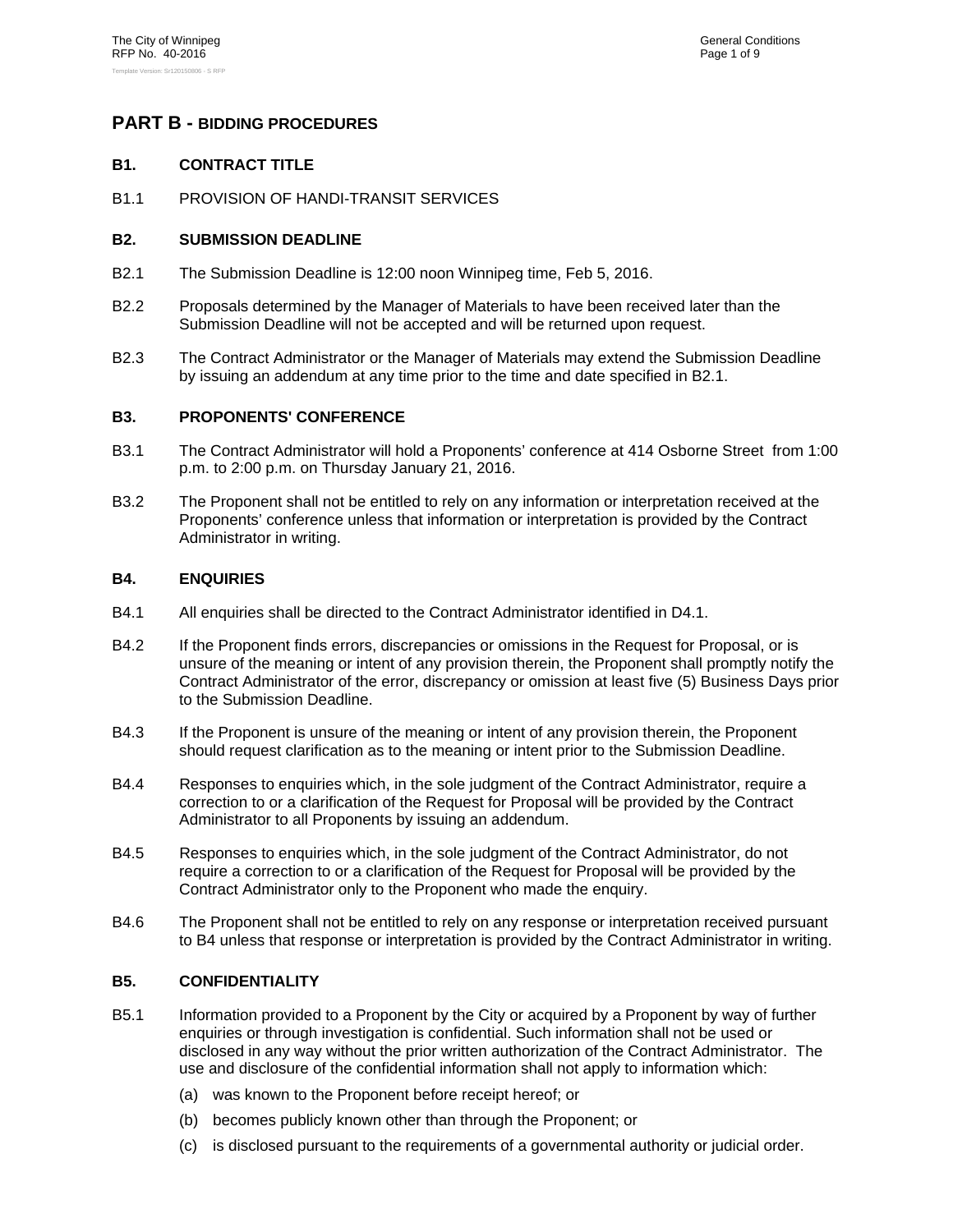## PART B - BIDDING PROCEDURES

### B1. CONTRACT TITLE

B1.1 PROVISION OF HANDI-TRANSIT SERVICES

### B2. SUBMISSION DEADLINE

B2.1 The Submission Deadline is 12:00 noon Winnipeg time, Feb 5, 2016.

B2.2 Proposals determined by the Manager of Materials to have been received later than the Submission Deadline will not be accepted and will be returned upon request.

B2.3 The Contract Administrator or the Manager of Materials may extend the Submission Deadline by issuing an addendum at any time prior to the time and date specified in B2.1.

### B3. PROPONENTS' CONFERENCE

B3.1 The Contract Administrator will hold a Proponents' conference at 414 Osborne Street from 1:00 p.m. to 2:00 p.m. on Thursday January 21, 2016.

B3.2 The Proponent shall not be entitled to rely on any information or interpretation received at the Proponents' conference unless that information or interpretation is provided by the Contract Administrator in writing.

### B4. ENQUIRIES

B4.1 All enquiries shall be directed to the Contract Administrator identified in D4.1.

B4.2 If the Proponent finds errors, discrepancies or omissions in the Request for Proposal, or is unsure of the meaning or intent of any provision therein, the Proponent shall promptly notify the Contract Administrator of the error, discrepancy or omission at least five (5) Business Days prior to the Submission Deadline.

B4.3 If the Proponent is unsure of the meaning or intent of any provision therein, the Proponent should request clarification as to the meaning or intent prior to the Submission Deadline.

B4.4 Responses to enquiries which, in the sole judgment of the Contract Administrator, require a correction to or a clarification of the Request for Proposal will be provided by the Contract Administrator to all Proponents by issuing an addendum.

B4.5 Responses to enquiries which, in the sole judgment of the Contract Administrator, do not require a correction to or a clarification of the Request for Proposal will be provided by the Contract Administrator only to the Proponent who made the enquiry.

B4.6 The Proponent shall not be entitled to rely on any response or interpretation received pursuant to B4 unless that response or interpretation is provided by the Contract Administrator in writing.

### B5. CONFIDENTIALITY

B5.1 Information provided to a Proponent by the City or acquired by a Proponent by way of further enquiries or through investigation is confidential. Such information shall not be used or disclosed in any way without the prior written authorization of the Contract Administrator. The use and disclosure of the confidential information shall not apply to information which:

(a) was known to the Proponent before receipt hereof; or

(b) becomes publicly known other than through the Proponent; or

(c) is disclosed pursuant to the requirements of a governmental authority or judicial order.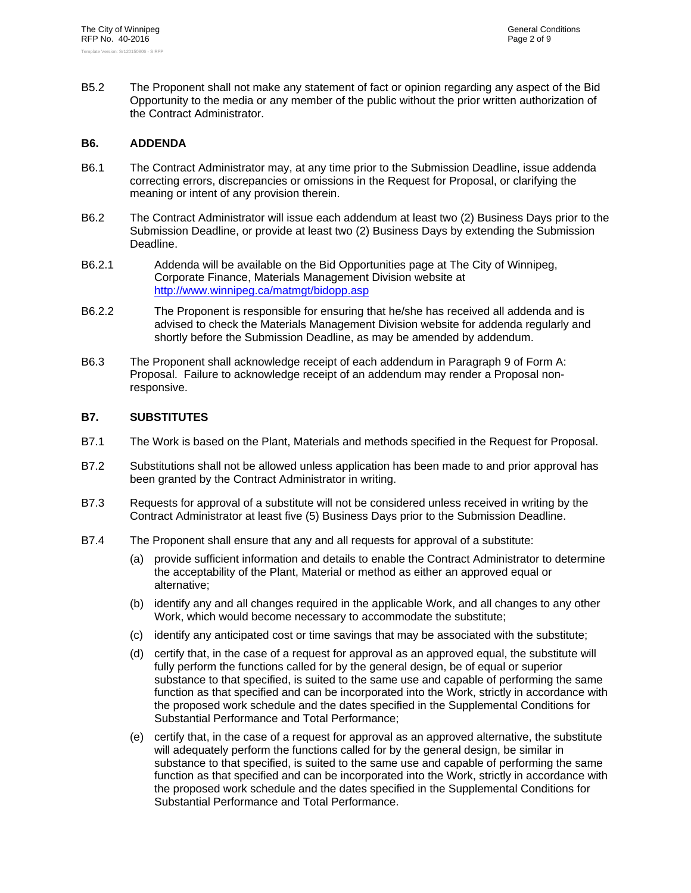B5.2 The Proponent shall not make any statement of fact or opinion regarding any aspect of the Bid Opportunity to the media or any member of the public without the prior written authorization of the Contract Administrator.

## B6. ADDENDA

B6.1 The Contract Administrator may, at any time prior to the Submission Deadline, issue addenda correcting errors, discrepancies or omissions in the Request for Proposal, or clarifying the meaning or intent of any provision therein.

B6.2 The Contract Administrator will issue each addendum at least two (2) Business Days prior to the Submission Deadline, or provide at least two (2) Business Days by extending the Submission Deadline.

B6.2.1 Addenda will be available on the Bid Opportunities page at The City of Winnipeg, Corporate Finance, Materials Management Division website at http://www.winnipeg.ca/matmgt/bidopp.asp

B6.2.2 The Proponent is responsible for ensuring that he/she has received all addenda and is advised to check the Materials Management Division website for addenda regularly and shortly before the Submission Deadline, as may be amended by addendum.

B6.3 The Proponent shall acknowledge receipt of each addendum in Paragraph 9 of Form A: Proposal. Failure to acknowledge receipt of an addendum may render a Proposal non-responsive.

## B7. SUBSTITUTES

B7.1 The Work is based on the Plant, Materials and methods specified in the Request for Proposal.

B7.2 Substitutions shall not be allowed unless application has been made to and prior approval has been granted by the Contract Administrator in writing.

B7.3 Requests for approval of a substitute will not be considered unless received in writing by the Contract Administrator at least five (5) Business Days prior to the Submission Deadline.

B7.4 The Proponent shall ensure that any and all requests for approval of a substitute:

(a) provide sufficient information and details to enable the Contract Administrator to determine the acceptability of the Plant, Material or method as either an approved equal or alternative;

(b) identify any and all changes required in the applicable Work, and all changes to any other Work, which would become necessary to accommodate the substitute;

(c) identify any anticipated cost or time savings that may be associated with the substitute;

(d) certify that, in the case of a request for approval as an approved equal, the substitute will fully perform the functions called for by the general design, be of equal or superior substance to that specified, is suited to the same use and capable of performing the same function as that specified and can be incorporated into the Work, strictly in accordance with the proposed work schedule and the dates specified in the Supplemental Conditions for Substantial Performance and Total Performance;

(e) certify that, in the case of a request for approval as an approved alternative, the substitute will adequately perform the functions called for by the general design, be similar in substance to that specified, is suited to the same use and capable of performing the same function as that specified and can be incorporated into the Work, strictly in accordance with the proposed work schedule and the dates specified in the Supplemental Conditions for Substantial Performance and Total Performance.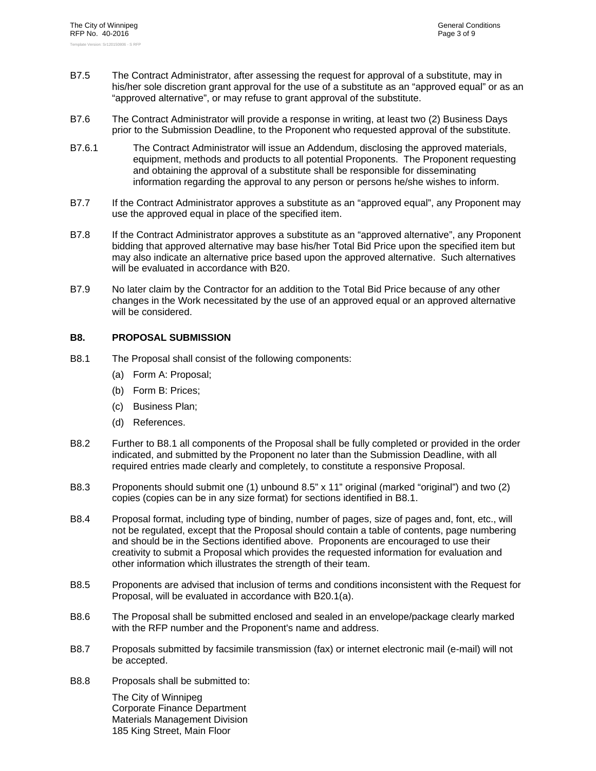B7.5 The Contract Administrator, after assessing the request for approval of a substitute, may in his/her sole discretion grant approval for the use of a substitute as an “approved equal” or as an “approved alternative”, or may refuse to grant approval of the substitute.

B7.6 The Contract Administrator will provide a response in writing, at least two (2) Business Days prior to the Submission Deadline, to the Proponent who requested approval of the substitute.

B7.6.1 The Contract Administrator will issue an Addendum, disclosing the approved materials, equipment, methods and products to all potential Proponents. The Proponent requesting and obtaining the approval of a substitute shall be responsible for disseminating information regarding the approval to any person or persons he/she wishes to inform.

B7.7 If the Contract Administrator approves a substitute as an “approved equal”, any Proponent may use the approved equal in place of the specified item.

B7.8 If the Contract Administrator approves a substitute as an “approved alternative”, any Proponent bidding that approved alternative may base his/her Total Bid Price upon the specified item but may also indicate an alternative price based upon the approved alternative. Such alternatives will be evaluated in accordance with B20.

B7.9 No later claim by the Contractor for an addition to the Total Bid Price because of any other changes in the Work necessitated by the use of an approved equal or an approved alternative will be considered.

## B8. PROPOSAL SUBMISSION

B8.1 The Proposal shall consist of the following components:

(a) Form A: Proposal;

(b) Form B: Prices;

(c) Business Plan;

(d) References.

B8.2 Further to B8.1 all components of the Proposal shall be fully completed or provided in the order indicated, and submitted by the Proponent no later than the Submission Deadline, with all required entries made clearly and completely, to constitute a responsive Proposal.

B8.3 Proponents should submit one (1) unbound 8.5” x 11” original (marked “original”) and two (2) copies (copies can be in any size format) for sections identified in B8.1.

B8.4 Proposal format, including type of binding, number of pages, size of pages and, font, etc., will not be regulated, except that the Proposal should contain a table of contents, page numbering and should be in the Sections identified above. Proponents are encouraged to use their creativity to submit a Proposal which provides the requested information for evaluation and other information which illustrates the strength of their team.

B8.5 Proponents are advised that inclusion of terms and conditions inconsistent with the Request for Proposal, will be evaluated in accordance with B20.1(a).

B8.6 The Proposal shall be submitted enclosed and sealed in an envelope/package clearly marked with the RFP number and the Proponent's name and address.

B8.7 Proposals submitted by facsimile transmission (fax) or internet electronic mail (e-mail) will not be accepted.

B8.8 Proposals shall be submitted to:

The City of Winnipeg
Corporate Finance Department
Materials Management Division
185 King Street, Main Floor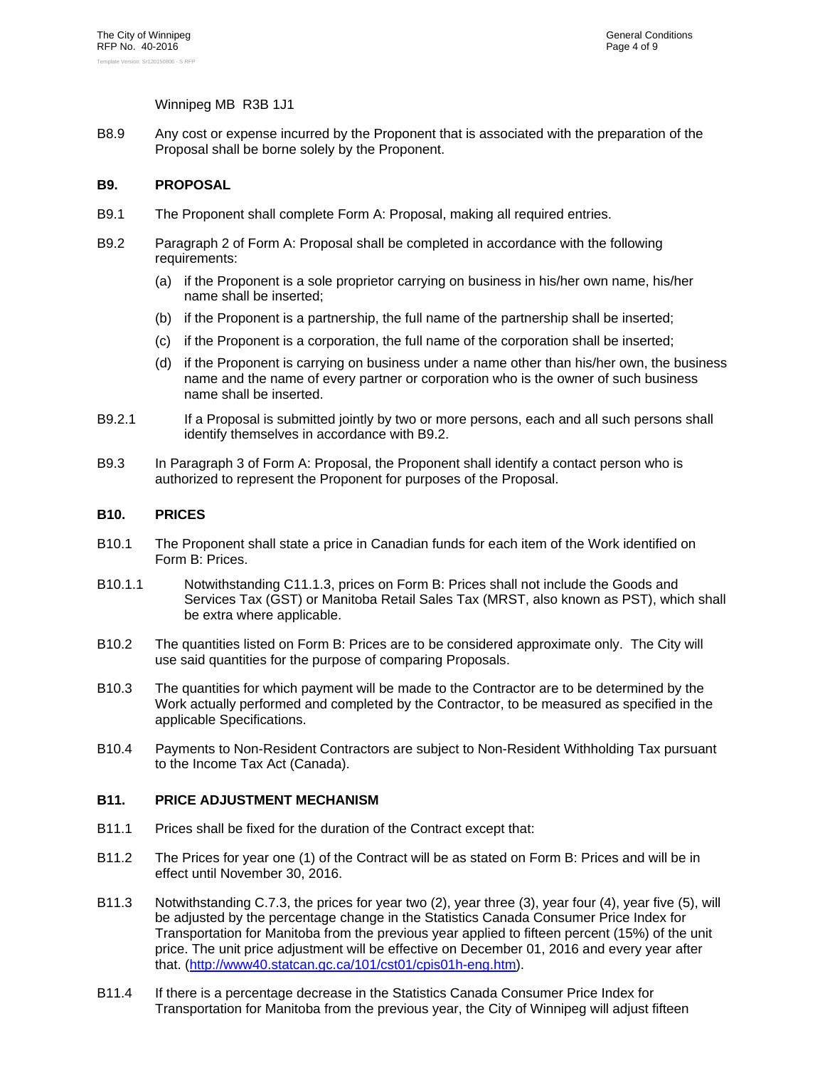Winnipeg MB R3B 1J1

B8.9 Any cost or expense incurred by the Proponent that is associated with the preparation of the Proposal shall be borne solely by the Proponent.

## B9. PROPOSAL

B9.1 The Proponent shall complete Form A: Proposal, making all required entries.

B9.2 Paragraph 2 of Form A: Proposal shall be completed in accordance with the following requirements:

(a) if the Proponent is a sole proprietor carrying on business in his/her own name, his/her name shall be inserted;

(b) if the Proponent is a partnership, the full name of the partnership shall be inserted;

(c) if the Proponent is a corporation, the full name of the corporation shall be inserted;

(d) if the Proponent is carrying on business under a name other than his/her own, the business name and the name of every partner or corporation who is the owner of such business name shall be inserted.

B9.2.1 If a Proposal is submitted jointly by two or more persons, each and all such persons shall identify themselves in accordance with B9.2.

B9.3 In Paragraph 3 of Form A: Proposal, the Proponent shall identify a contact person who is authorized to represent the Proponent for purposes of the Proposal.

## B10. PRICES

B10.1 The Proponent shall state a price in Canadian funds for each item of the Work identified on Form B: Prices.

B10.1.1 Notwithstanding C11.1.3, prices on Form B: Prices shall not include the Goods and Services Tax (GST) or Manitoba Retail Sales Tax (MRST, also known as PST), which shall be extra where applicable.

B10.2 The quantities listed on Form B: Prices are to be considered approximate only. The City will use said quantities for the purpose of comparing Proposals.

B10.3 The quantities for which payment will be made to the Contractor are to be determined by the Work actually performed and completed by the Contractor, to be measured as specified in the applicable Specifications.

B10.4 Payments to Non-Resident Contractors are subject to Non-Resident Withholding Tax pursuant to the Income Tax Act (Canada).

## B11. PRICE ADJUSTMENT MECHANISM

B11.1 Prices shall be fixed for the duration of the Contract except that:

B11.2 The Prices for year one (1) of the Contract will be as stated on Form B: Prices and will be in effect until November 30, 2016.

B11.3 Notwithstanding C.7.3, the prices for year two (2), year three (3), year four (4), year five (5), will be adjusted by the percentage change in the Statistics Canada Consumer Price Index for Transportation for Manitoba from the previous year applied to fifteen percent (15%) of the unit price. The unit price adjustment will be effective on December 01, 2016 and every year after that. (http://www40.statcan.gc.ca/101/cst01/cpis01h-eng.htm).

B11.4 If there is a percentage decrease in the Statistics Canada Consumer Price Index for Transportation for Manitoba from the previous year, the City of Winnipeg will adjust fifteen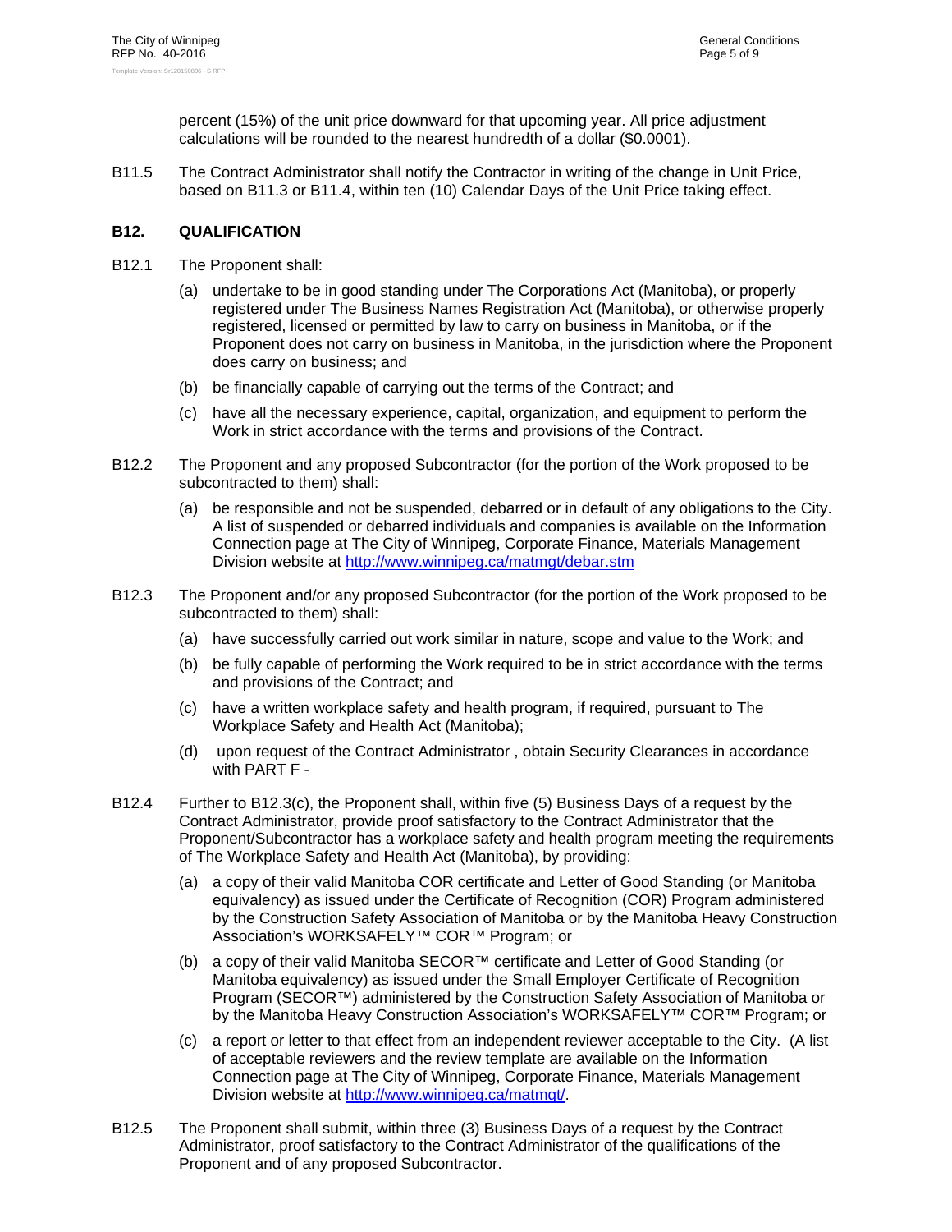percent (15%) of the unit price downward for that upcoming year. All price adjustment calculations will be rounded to the nearest hundredth of a dollar ($0.0001).

B11.5 The Contract Administrator shall notify the Contractor in writing of the change in Unit Price, based on B11.3 or B11.4, within ten (10) Calendar Days of the Unit Price taking effect.

## B12. QUALIFICATION

B12.1 The Proponent shall:

(a) undertake to be in good standing under The Corporations Act (Manitoba), or properly registered under The Business Names Registration Act (Manitoba), or otherwise properly registered, licensed or permitted by law to carry on business in Manitoba, or if the Proponent does not carry on business in Manitoba, in the jurisdiction where the Proponent does carry on business; and

(b) be financially capable of carrying out the terms of the Contract; and

(c) have all the necessary experience, capital, organization, and equipment to perform the Work in strict accordance with the terms and provisions of the Contract.

B12.2 The Proponent and any proposed Subcontractor (for the portion of the Work proposed to be subcontracted to them) shall:

(a) be responsible and not be suspended, debarred or in default of any obligations to the City. A list of suspended or debarred individuals and companies is available on the Information Connection page at The City of Winnipeg, Corporate Finance, Materials Management Division website at http://www.winnipeg.ca/matmgt/debar.stm

B12.3 The Proponent and/or any proposed Subcontractor (for the portion of the Work proposed to be subcontracted to them) shall:

(a) have successfully carried out work similar in nature, scope and value to the Work; and

(b) be fully capable of performing the Work required to be in strict accordance with the terms and provisions of the Contract; and

(c) have a written workplace safety and health program, if required, pursuant to The Workplace Safety and Health Act (Manitoba);

(d) upon request of the Contract Administrator , obtain Security Clearances in accordance with PART F -

B12.4 Further to B12.3(c), the Proponent shall, within five (5) Business Days of a request by the Contract Administrator, provide proof satisfactory to the Contract Administrator that the Proponent/Subcontractor has a workplace safety and health program meeting the requirements of The Workplace Safety and Health Act (Manitoba), by providing:

(a) a copy of their valid Manitoba COR certificate and Letter of Good Standing (or Manitoba equivalency) as issued under the Certificate of Recognition (COR) Program administered by the Construction Safety Association of Manitoba or by the Manitoba Heavy Construction Association's WORKSAFELY™ COR™ Program; or

(b) a copy of their valid Manitoba SECOR™ certificate and Letter of Good Standing (or Manitoba equivalency) as issued under the Small Employer Certificate of Recognition Program (SECOR™) administered by the Construction Safety Association of Manitoba or by the Manitoba Heavy Construction Association's WORKSAFELY™ COR™ Program; or

(c) a report or letter to that effect from an independent reviewer acceptable to the City. (A list of acceptable reviewers and the review template are available on the Information Connection page at The City of Winnipeg, Corporate Finance, Materials Management Division website at http://www.winnipeg.ca/matmgt/.

B12.5 The Proponent shall submit, within three (3) Business Days of a request by the Contract Administrator, proof satisfactory to the Contract Administrator of the qualifications of the Proponent and of any proposed Subcontractor.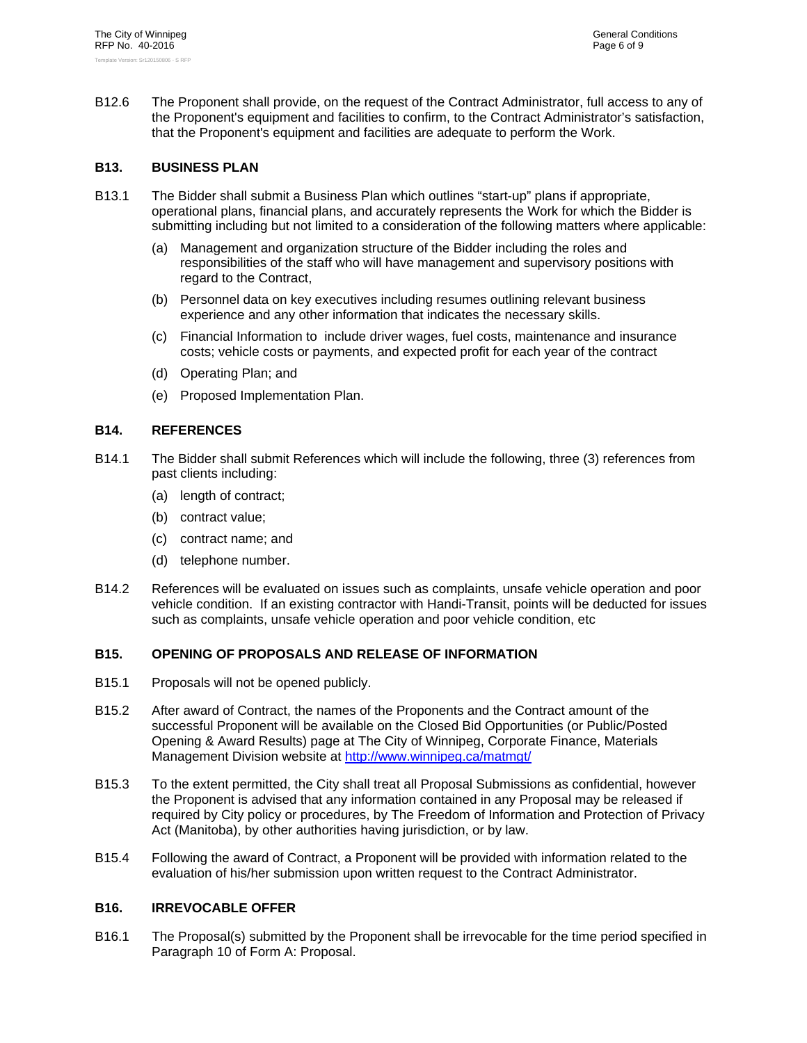B12.6 The Proponent shall provide, on the request of the Contract Administrator, full access to any of the Proponent's equipment and facilities to confirm, to the Contract Administrator's satisfaction, that the Proponent's equipment and facilities are adequate to perform the Work.

## B13. BUSINESS PLAN

B13.1 The Bidder shall submit a Business Plan which outlines "start-up" plans if appropriate, operational plans, financial plans, and accurately represents the Work for which the Bidder is submitting including but not limited to a consideration of the following matters where applicable:

(a) Management and organization structure of the Bidder including the roles and responsibilities of the staff who will have management and supervisory positions with regard to the Contract,

(b) Personnel data on key executives including resumes outlining relevant business experience and any other information that indicates the necessary skills.

(c) Financial Information to include driver wages, fuel costs, maintenance and insurance costs; vehicle costs or payments, and expected profit for each year of the contract

(d) Operating Plan; and

(e) Proposed Implementation Plan.

## B14. REFERENCES

B14.1 The Bidder shall submit References which will include the following, three (3) references from past clients including:

(a) length of contract;

(b) contract value;

(c) contract name; and

(d) telephone number.

B14.2 References will be evaluated on issues such as complaints, unsafe vehicle operation and poor vehicle condition. If an existing contractor with Handi-Transit, points will be deducted for issues such as complaints, unsafe vehicle operation and poor vehicle condition, etc

## B15. OPENING OF PROPOSALS AND RELEASE OF INFORMATION

B15.1 Proposals will not be opened publicly.

B15.2 After award of Contract, the names of the Proponents and the Contract amount of the successful Proponent will be available on the Closed Bid Opportunities (or Public/Posted Opening & Award Results) page at The City of Winnipeg, Corporate Finance, Materials Management Division website at http://www.winnipeg.ca/matmgt/

B15.3 To the extent permitted, the City shall treat all Proposal Submissions as confidential, however the Proponent is advised that any information contained in any Proposal may be released if required by City policy or procedures, by The Freedom of Information and Protection of Privacy Act (Manitoba), by other authorities having jurisdiction, or by law.

B15.4 Following the award of Contract, a Proponent will be provided with information related to the evaluation of his/her submission upon written request to the Contract Administrator.

## B16. IRREVOCABLE OFFER

B16.1 The Proposal(s) submitted by the Proponent shall be irrevocable for the time period specified in Paragraph 10 of Form A: Proposal.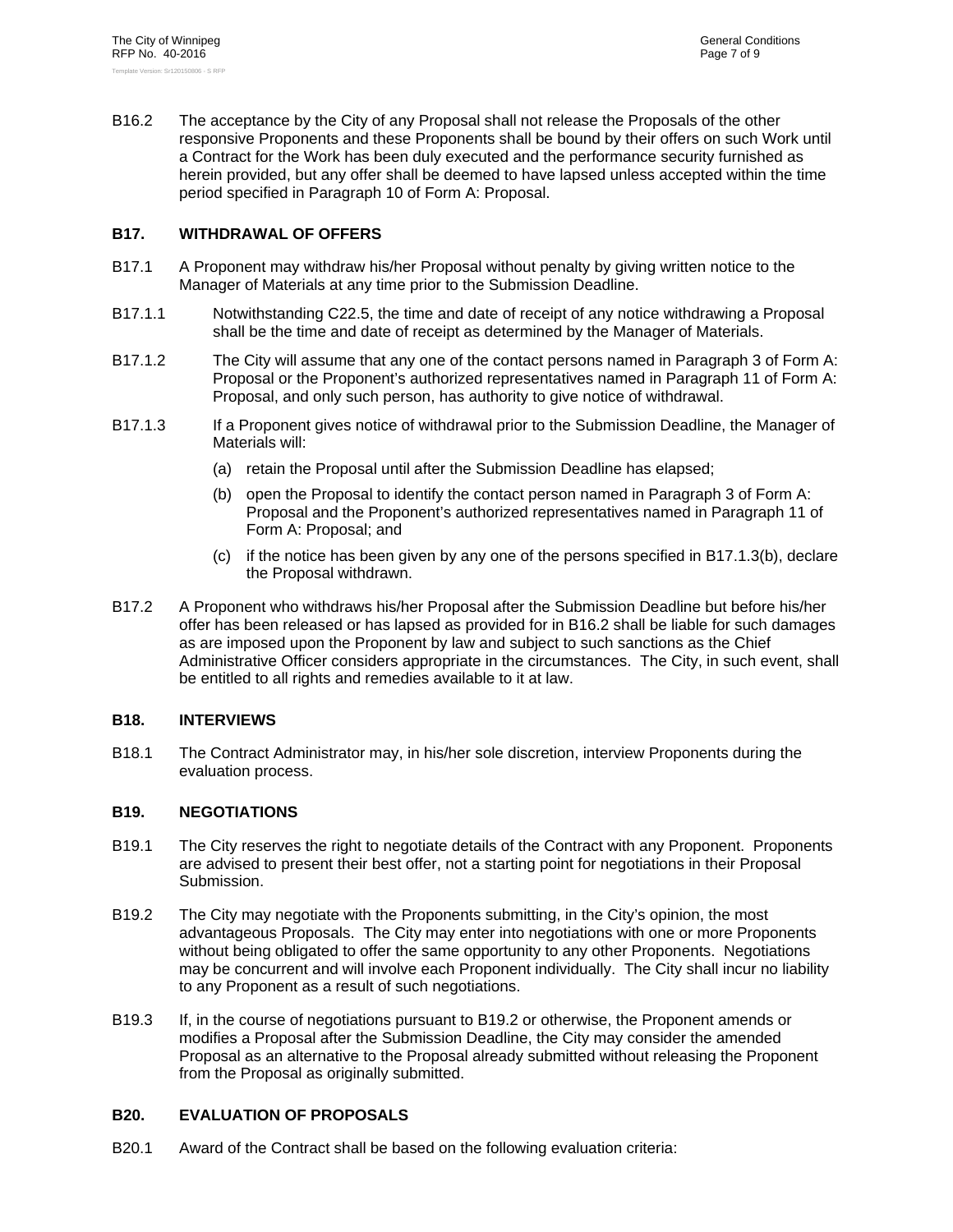B16.2 The acceptance by the City of any Proposal shall not release the Proposals of the other responsive Proponents and these Proponents shall be bound by their offers on such Work until a Contract for the Work has been duly executed and the performance security furnished as herein provided, but any offer shall be deemed to have lapsed unless accepted within the time period specified in Paragraph 10 of Form A: Proposal.

## B17. WITHDRAWAL OF OFFERS

B17.1 A Proponent may withdraw his/her Proposal without penalty by giving written notice to the Manager of Materials at any time prior to the Submission Deadline.

B17.1.1 Notwithstanding C22.5, the time and date of receipt of any notice withdrawing a Proposal shall be the time and date of receipt as determined by the Manager of Materials.

B17.1.2 The City will assume that any one of the contact persons named in Paragraph 3 of Form A: Proposal or the Proponent's authorized representatives named in Paragraph 11 of Form A: Proposal, and only such person, has authority to give notice of withdrawal.

B17.1.3 If a Proponent gives notice of withdrawal prior to the Submission Deadline, the Manager of Materials will:

(a) retain the Proposal until after the Submission Deadline has elapsed;

(b) open the Proposal to identify the contact person named in Paragraph 3 of Form A: Proposal and the Proponent's authorized representatives named in Paragraph 11 of Form A: Proposal; and

(c) if the notice has been given by any one of the persons specified in B17.1.3(b), declare the Proposal withdrawn.

B17.2 A Proponent who withdraws his/her Proposal after the Submission Deadline but before his/her offer has been released or has lapsed as provided for in B16.2 shall be liable for such damages as are imposed upon the Proponent by law and subject to such sanctions as the Chief Administrative Officer considers appropriate in the circumstances. The City, in such event, shall be entitled to all rights and remedies available to it at law.

## B18. INTERVIEWS

B18.1 The Contract Administrator may, in his/her sole discretion, interview Proponents during the evaluation process.

## B19. NEGOTIATIONS

B19.1 The City reserves the right to negotiate details of the Contract with any Proponent. Proponents are advised to present their best offer, not a starting point for negotiations in their Proposal Submission.

B19.2 The City may negotiate with the Proponents submitting, in the City's opinion, the most advantageous Proposals. The City may enter into negotiations with one or more Proponents without being obligated to offer the same opportunity to any other Proponents. Negotiations may be concurrent and will involve each Proponent individually. The City shall incur no liability to any Proponent as a result of such negotiations.

B19.3 If, in the course of negotiations pursuant to B19.2 or otherwise, the Proponent amends or modifies a Proposal after the Submission Deadline, the City may consider the amended Proposal as an alternative to the Proposal already submitted without releasing the Proponent from the Proposal as originally submitted.

## B20. EVALUATION OF PROPOSALS

B20.1 Award of the Contract shall be based on the following evaluation criteria: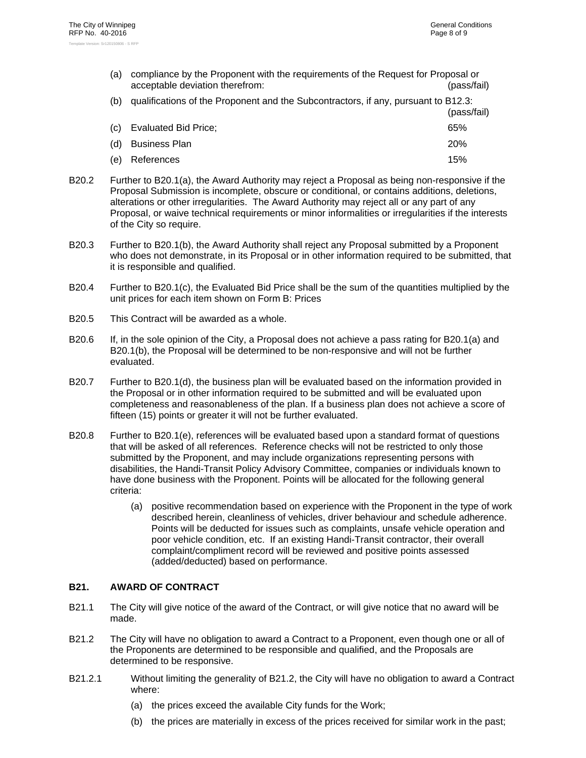(a) compliance by the Proponent with the requirements of the Request for Proposal or acceptable deviation therefrom: (pass/fail)

(b) qualifications of the Proponent and the Subcontractors, if any, pursuant to B12.3: (pass/fail)

(c) Evaluated Bid Price; 65%

(d) Business Plan 20%

(e) References 15%

B20.2 Further to B20.1(a), the Award Authority may reject a Proposal as being non-responsive if the Proposal Submission is incomplete, obscure or conditional, or contains additions, deletions, alterations or other irregularities. The Award Authority may reject all or any part of any Proposal, or waive technical requirements or minor informalities or irregularities if the interests of the City so require.

B20.3 Further to B20.1(b), the Award Authority shall reject any Proposal submitted by a Proponent who does not demonstrate, in its Proposal or in other information required to be submitted, that it is responsible and qualified.

B20.4 Further to B20.1(c), the Evaluated Bid Price shall be the sum of the quantities multiplied by the unit prices for each item shown on Form B: Prices

B20.5 This Contract will be awarded as a whole.

B20.6 If, in the sole opinion of the City, a Proposal does not achieve a pass rating for B20.1(a) and B20.1(b), the Proposal will be determined to be non-responsive and will not be further evaluated.

B20.7 Further to B20.1(d), the business plan will be evaluated based on the information provided in the Proposal or in other information required to be submitted and will be evaluated upon completeness and reasonableness of the plan. If a business plan does not achieve a score of fifteen (15) points or greater it will not be further evaluated.

B20.8 Further to B20.1(e), references will be evaluated based upon a standard format of questions that will be asked of all references. Reference checks will not be restricted to only those submitted by the Proponent, and may include organizations representing persons with disabilities, the Handi-Transit Policy Advisory Committee, companies or individuals known to have done business with the Proponent. Points will be allocated for the following general criteria:

(a) positive recommendation based on experience with the Proponent in the type of work described herein, cleanliness of vehicles, driver behaviour and schedule adherence. Points will be deducted for issues such as complaints, unsafe vehicle operation and poor vehicle condition, etc. If an existing Handi-Transit contractor, their overall complaint/compliment record will be reviewed and positive points assessed (added/deducted) based on performance.

### B21. AWARD OF CONTRACT

B21.1 The City will give notice of the award of the Contract, or will give notice that no award will be made.

B21.2 The City will have no obligation to award a Contract to a Proponent, even though one or all of the Proponents are determined to be responsible and qualified, and the Proposals are determined to be responsive.

B21.2.1 Without limiting the generality of B21.2, the City will have no obligation to award a Contract where:

(a) the prices exceed the available City funds for the Work;

(b) the prices are materially in excess of the prices received for similar work in the past;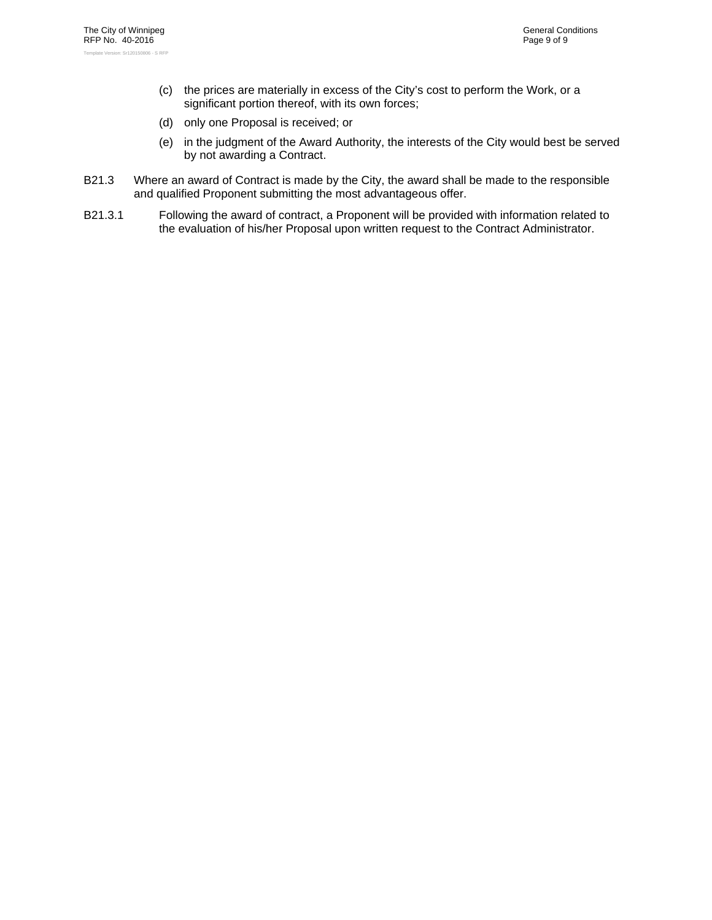(c) the prices are materially in excess of the City's cost to perform the Work, or a significant portion thereof, with its own forces;

(d) only one Proposal is received; or

(e) in the judgment of the Award Authority, the interests of the City would best be served by not awarding a Contract.

B21.3 Where an award of Contract is made by the City, the award shall be made to the responsible and qualified Proponent submitting the most advantageous offer.

B21.3.1 Following the award of contract, a Proponent will be provided with information related to the evaluation of his/her Proposal upon written request to the Contract Administrator.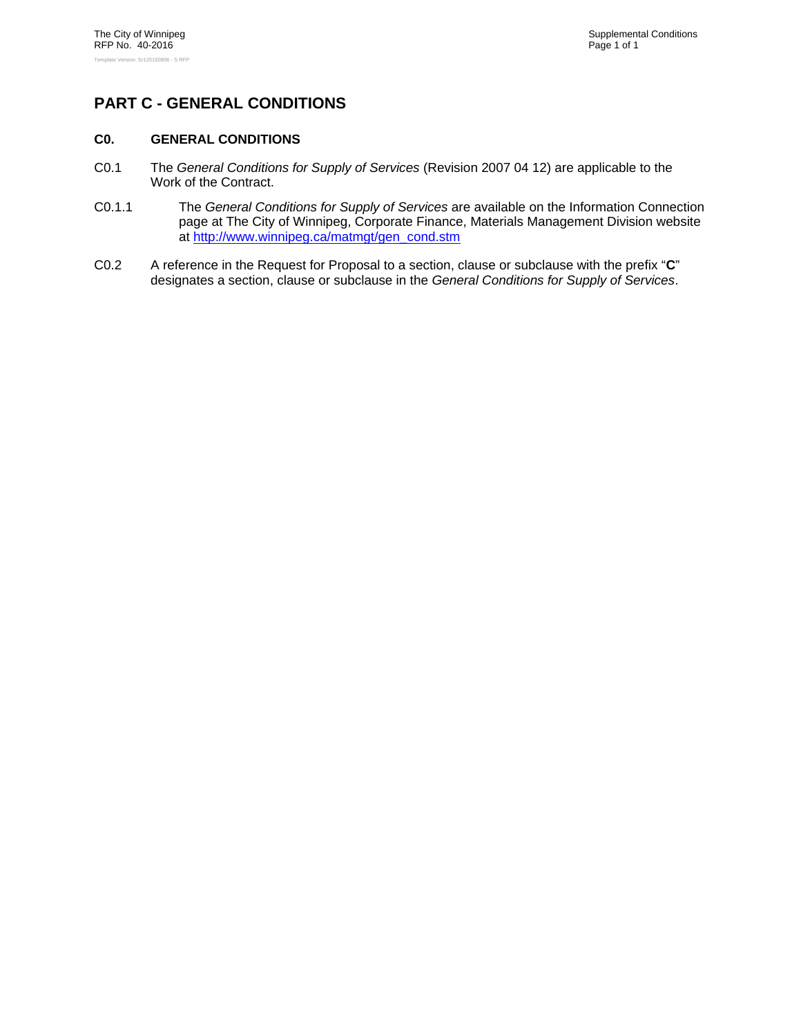# PART C - GENERAL CONDITIONS

## C0. GENERAL CONDITIONS

C0.1 The *General Conditions for Supply of Services* (Revision 2007 04 12) are applicable to the Work of the Contract.

C0.1.1 The *General Conditions for Supply of Services* are available on the Information Connection page at The City of Winnipeg, Corporate Finance, Materials Management Division website at [http://www.winnipeg.ca/matmgt/gen_cond.stm](http://www.winnipeg.ca/matmgt/gen_cond.stm)

C0.2 A reference in the Request for Proposal to a section, clause or subclause with the prefix "**C**" designates a section, clause or subclause in the *General Conditions for Supply of Services*.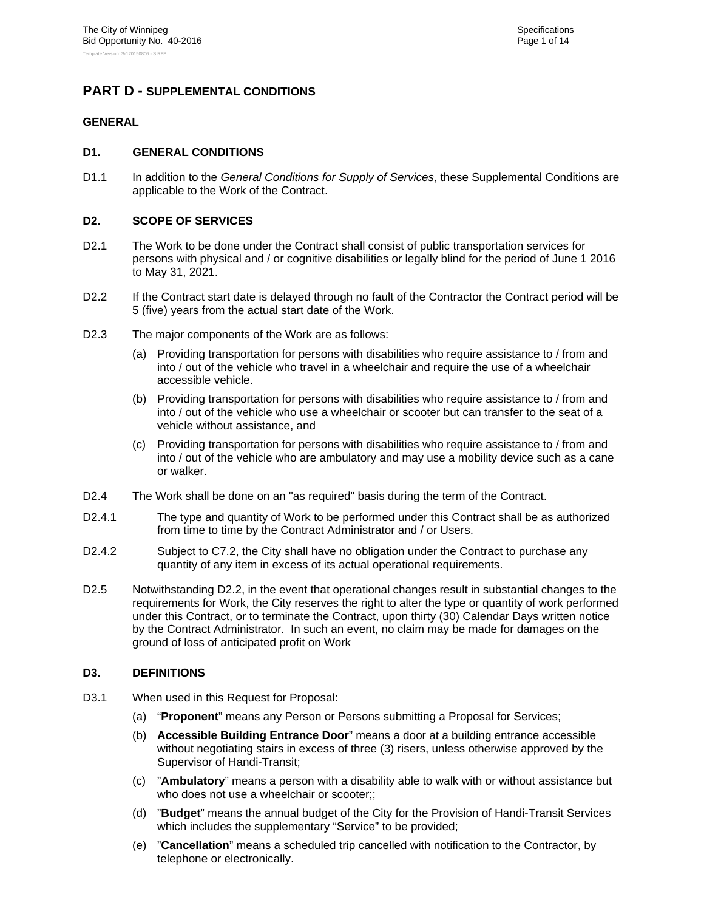# PART D - SUPPLEMENTAL CONDITIONS

## GENERAL

### D1. GENERAL CONDITIONS

D1.1 In addition to the *General Conditions for Supply of Services*, these Supplemental Conditions are applicable to the Work of the Contract.

### D2. SCOPE OF SERVICES

D2.1 The Work to be done under the Contract shall consist of public transportation services for persons with physical and / or cognitive disabilities or legally blind for the period of June 1 2016 to May 31, 2021.

D2.2 If the Contract start date is delayed through no fault of the Contractor the Contract period will be 5 (five) years from the actual start date of the Work.

D2.3 The major components of the Work are as follows:

- (a) Providing transportation for persons with disabilities who require assistance to / from and into / out of the vehicle who travel in a wheelchair and require the use of a wheelchair accessible vehicle.
- (b) Providing transportation for persons with disabilities who require assistance to / from and into / out of the vehicle who use a wheelchair or scooter but can transfer to the seat of a vehicle without assistance, and
- (c) Providing transportation for persons with disabilities who require assistance to / from and into / out of the vehicle who are ambulatory and may use a mobility device such as a cane or walker.

D2.4 The Work shall be done on an "as required" basis during the term of the Contract.

D2.4.1 The type and quantity of Work to be performed under this Contract shall be as authorized from time to time by the Contract Administrator and / or Users.

D2.4.2 Subject to C7.2, the City shall have no obligation under the Contract to purchase any quantity of any item in excess of its actual operational requirements.

D2.5 Notwithstanding D2.2, in the event that operational changes result in substantial changes to the requirements for Work, the City reserves the right to alter the type or quantity of work performed under this Contract, or to terminate the Contract, upon thirty (30) Calendar Days written notice by the Contract Administrator. In such an event, no claim may be made for damages on the ground of loss of anticipated profit on Work

### D3. DEFINITIONS

D3.1 When used in this Request for Proposal:

- (a) "**Proponent**" means any Person or Persons submitting a Proposal for Services;
- (b) **Accessible Building Entrance Door**" means a door at a building entrance accessible without negotiating stairs in excess of three (3) risers, unless otherwise approved by the Supervisor of Handi-Transit;
- (c) "**Ambulatory**" means a person with a disability able to walk with or without assistance but who does not use a wheelchair or scooter;;
- (d) "**Budget**" means the annual budget of the City for the Provision of Handi-Transit Services which includes the supplementary "Service" to be provided;
- (e) "**Cancellation**" means a scheduled trip cancelled with notification to the Contractor, by telephone or electronically.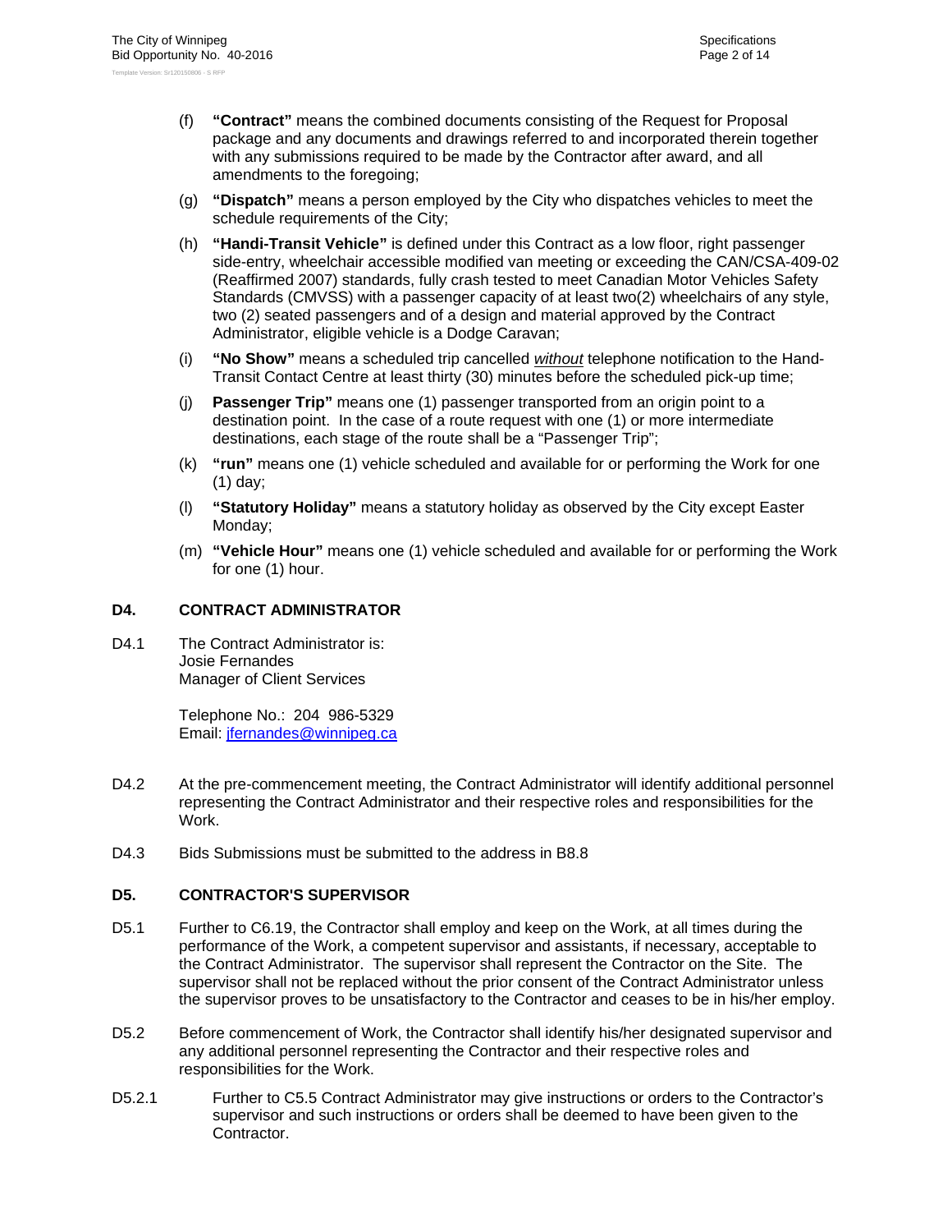(f) **"Contract"** means the combined documents consisting of the Request for Proposal package and any documents and drawings referred to and incorporated therein together with any submissions required to be made by the Contractor after award, and all amendments to the foregoing;

(g) **"Dispatch"** means a person employed by the City who dispatches vehicles to meet the schedule requirements of the City;

(h) **"Handi-Transit Vehicle"** is defined under this Contract as a low floor, right passenger side-entry, wheelchair accessible modified van meeting or exceeding the CAN/CSA-409-02 (Reaffirmed 2007) standards, fully crash tested to meet Canadian Motor Vehicles Safety Standards (CMVSS) with a passenger capacity of at least two(2) wheelchairs of any style, two (2) seated passengers and of a design and material approved by the Contract Administrator, eligible vehicle is a Dodge Caravan;

(i) **"No Show"** means a scheduled trip cancelled *without* telephone notification to the Hand-Transit Contact Centre at least thirty (30) minutes before the scheduled pick-up time;

(j) **Passenger Trip"** means one (1) passenger transported from an origin point to a destination point. In the case of a route request with one (1) or more intermediate destinations, each stage of the route shall be a "Passenger Trip";

(k) **"run"** means one (1) vehicle scheduled and available for or performing the Work for one (1) day;

(l) **"Statutory Holiday"** means a statutory holiday as observed by the City except Easter Monday;

(m) **"Vehicle Hour"** means one (1) vehicle scheduled and available for or performing the Work for one (1) hour.

## D4. CONTRACT ADMINISTRATOR

D4.1 The Contract Administrator is:
Josie Fernandes
Manager of Client Services

Telephone No.: 204 986-5329
Email: jfernandes@winnipeg.ca

D4.2 At the pre-commencement meeting, the Contract Administrator will identify additional personnel representing the Contract Administrator and their respective roles and responsibilities for the Work.

D4.3 Bids Submissions must be submitted to the address in B8.8

## D5. CONTRACTOR'S SUPERVISOR

D5.1 Further to C6.19, the Contractor shall employ and keep on the Work, at all times during the performance of the Work, a competent supervisor and assistants, if necessary, acceptable to the Contract Administrator. The supervisor shall represent the Contractor on the Site. The supervisor shall not be replaced without the prior consent of the Contract Administrator unless the supervisor proves to be unsatisfactory to the Contractor and ceases to be in his/her employ.

D5.2 Before commencement of Work, the Contractor shall identify his/her designated supervisor and any additional personnel representing the Contractor and their respective roles and responsibilities for the Work.

D5.2.1 Further to C5.5 Contract Administrator may give instructions or orders to the Contractor's supervisor and such instructions or orders shall be deemed to have been given to the Contractor.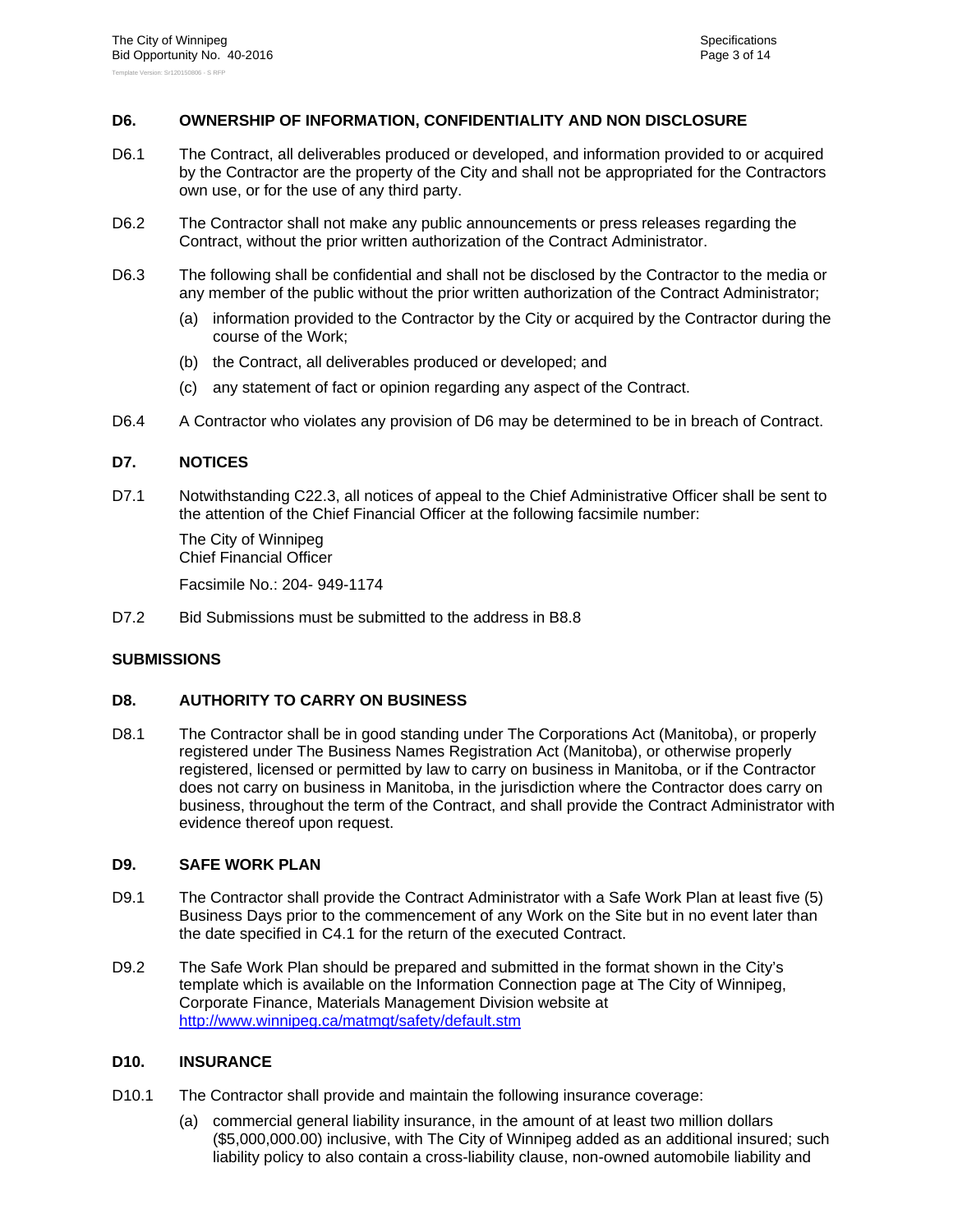## D6. OWNERSHIP OF INFORMATION, CONFIDENTIALITY AND NON DISCLOSURE

D6.1 The Contract, all deliverables produced or developed, and information provided to or acquired by the Contractor are the property of the City and shall not be appropriated for the Contractors own use, or for the use of any third party.

D6.2 The Contractor shall not make any public announcements or press releases regarding the Contract, without the prior written authorization of the Contract Administrator.

D6.3 The following shall be confidential and shall not be disclosed by the Contractor to the media or any member of the public without the prior written authorization of the Contract Administrator;

(a) information provided to the Contractor by the City or acquired by the Contractor during the course of the Work;

(b) the Contract, all deliverables produced or developed; and

(c) any statement of fact or opinion regarding any aspect of the Contract.

D6.4 A Contractor who violates any provision of D6 may be determined to be in breach of Contract.

## D7. NOTICES

D7.1 Notwithstanding C22.3, all notices of appeal to the Chief Administrative Officer shall be sent to the attention of the Chief Financial Officer at the following facsimile number:

The City of Winnipeg
Chief Financial Officer

Facsimile No.: 204- 949-1174

D7.2 Bid Submissions must be submitted to the address in B8.8

# SUBMISSIONS

## D8. AUTHORITY TO CARRY ON BUSINESS

D8.1 The Contractor shall be in good standing under The Corporations Act (Manitoba), or properly registered under The Business Names Registration Act (Manitoba), or otherwise properly registered, licensed or permitted by law to carry on business in Manitoba, or if the Contractor does not carry on business in Manitoba, in the jurisdiction where the Contractor does carry on business, throughout the term of the Contract, and shall provide the Contract Administrator with evidence thereof upon request.

## D9. SAFE WORK PLAN

D9.1 The Contractor shall provide the Contract Administrator with a Safe Work Plan at least five (5) Business Days prior to the commencement of any Work on the Site but in no event later than the date specified in C4.1 for the return of the executed Contract.

D9.2 The Safe Work Plan should be prepared and submitted in the format shown in the City's template which is available on the Information Connection page at The City of Winnipeg, Corporate Finance, Materials Management Division website at http://www.winnipeg.ca/matmgt/safety/default.stm

## D10. INSURANCE

D10.1 The Contractor shall provide and maintain the following insurance coverage:

(a) commercial general liability insurance, in the amount of at least two million dollars ($5,000,000.00) inclusive, with The City of Winnipeg added as an additional insured; such liability policy to also contain a cross-liability clause, non-owned automobile liability and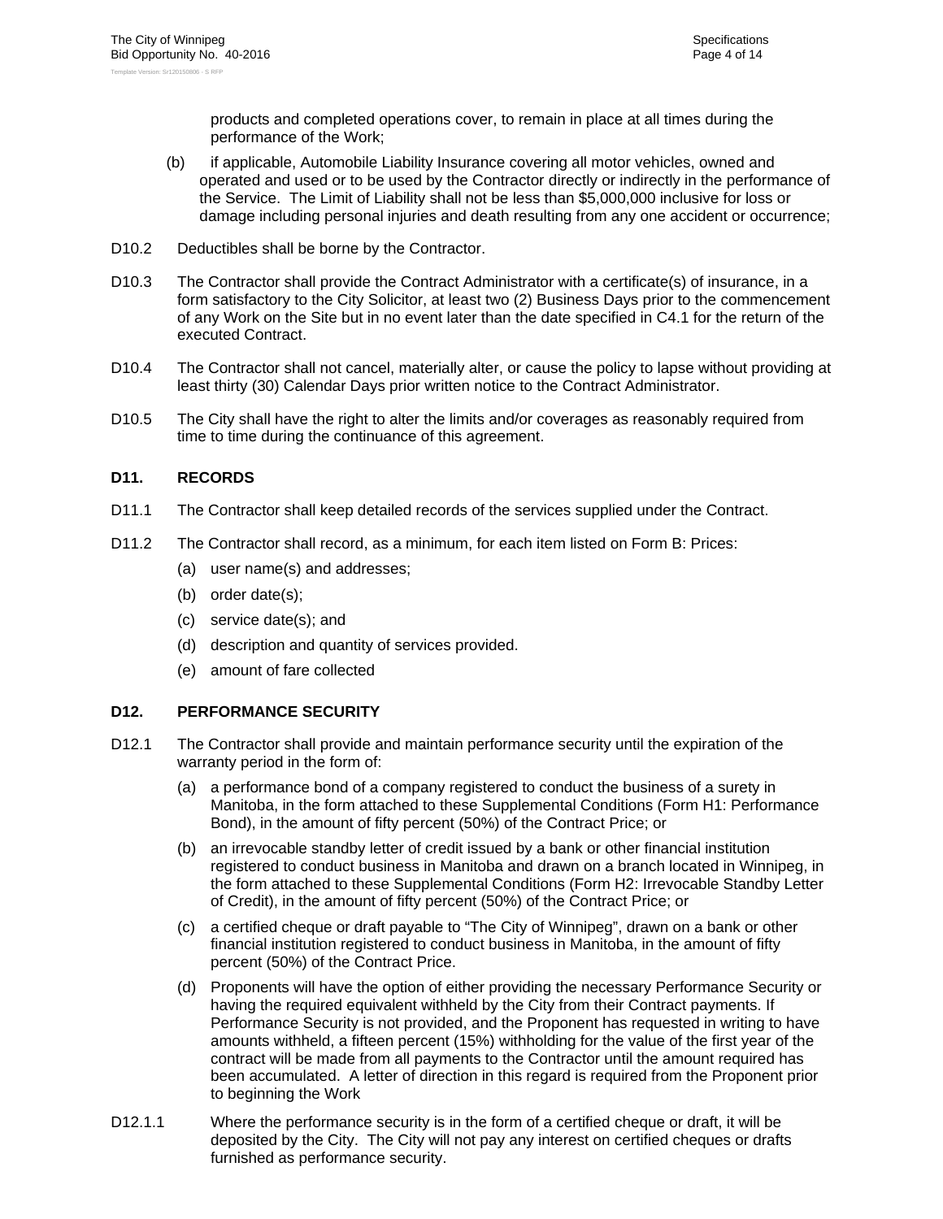products and completed operations cover, to remain in place at all times during the performance of the Work;

(b) if applicable, Automobile Liability Insurance covering all motor vehicles, owned and operated and used or to be used by the Contractor directly or indirectly in the performance of the Service. The Limit of Liability shall not be less than $5,000,000 inclusive for loss or damage including personal injuries and death resulting from any one accident or occurrence;

D10.2 Deductibles shall be borne by the Contractor.

D10.3 The Contractor shall provide the Contract Administrator with a certificate(s) of insurance, in a form satisfactory to the City Solicitor, at least two (2) Business Days prior to the commencement of any Work on the Site but in no event later than the date specified in C4.1 for the return of the executed Contract.

D10.4 The Contractor shall not cancel, materially alter, or cause the policy to lapse without providing at least thirty (30) Calendar Days prior written notice to the Contract Administrator.

D10.5 The City shall have the right to alter the limits and/or coverages as reasonably required from time to time during the continuance of this agreement.

## D11. RECORDS

D11.1 The Contractor shall keep detailed records of the services supplied under the Contract.

D11.2 The Contractor shall record, as a minimum, for each item listed on Form B: Prices:

(a) user name(s) and addresses;

(b) order date(s);

(c) service date(s); and

(d) description and quantity of services provided.

(e) amount of fare collected

## D12. PERFORMANCE SECURITY

D12.1 The Contractor shall provide and maintain performance security until the expiration of the warranty period in the form of:

(a) a performance bond of a company registered to conduct the business of a surety in Manitoba, in the form attached to these Supplemental Conditions (Form H1: Performance Bond), in the amount of fifty percent (50%) of the Contract Price; or

(b) an irrevocable standby letter of credit issued by a bank or other financial institution registered to conduct business in Manitoba and drawn on a branch located in Winnipeg, in the form attached to these Supplemental Conditions (Form H2: Irrevocable Standby Letter of Credit), in the amount of fifty percent (50%) of the Contract Price; or

(c) a certified cheque or draft payable to "The City of Winnipeg", drawn on a bank or other financial institution registered to conduct business in Manitoba, in the amount of fifty percent (50%) of the Contract Price.

(d) Proponents will have the option of either providing the necessary Performance Security or having the required equivalent withheld by the City from their Contract payments. If Performance Security is not provided, and the Proponent has requested in writing to have amounts withheld, a fifteen percent (15%) withholding for the value of the first year of the contract will be made from all payments to the Contractor until the amount required has been accumulated. A letter of direction in this regard is required from the Proponent prior to beginning the Work

D12.1.1 Where the performance security is in the form of a certified cheque or draft, it will be deposited by the City. The City will not pay any interest on certified cheques or drafts furnished as performance security.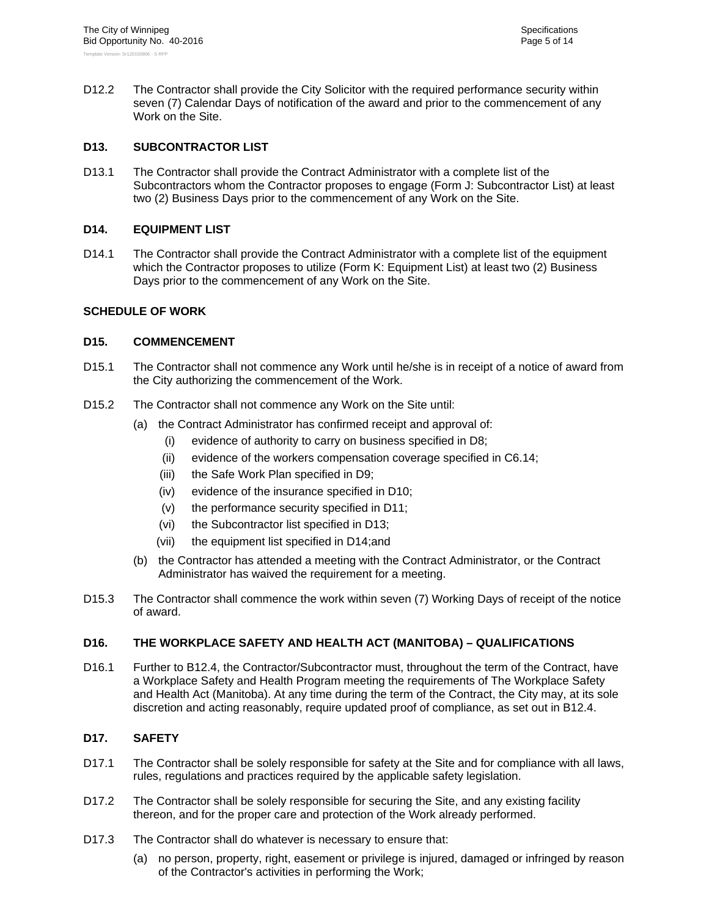D12.2 The Contractor shall provide the City Solicitor with the required performance security within seven (7) Calendar Days of notification of the award and prior to the commencement of any Work on the Site.

### D13. SUBCONTRACTOR LIST

D13.1 The Contractor shall provide the Contract Administrator with a complete list of the Subcontractors whom the Contractor proposes to engage (Form J: Subcontractor List) at least two (2) Business Days prior to the commencement of any Work on the Site.

### D14. EQUIPMENT LIST

D14.1 The Contractor shall provide the Contract Administrator with a complete list of the equipment which the Contractor proposes to utilize (Form K: Equipment List) at least two (2) Business Days prior to the commencement of any Work on the Site.

## SCHEDULE OF WORK

### D15. COMMENCEMENT

D15.1 The Contractor shall not commence any Work until he/she is in receipt of a notice of award from the City authorizing the commencement of the Work.

D15.2 The Contractor shall not commence any Work on the Site until:

- (a) the Contract Administrator has confirmed receipt and approval of:
  - (i) evidence of authority to carry on business specified in D8;
  - (ii) evidence of the workers compensation coverage specified in C6.14;
  - (iii) the Safe Work Plan specified in D9;
  - (iv) evidence of the insurance specified in D10;
  - (v) the performance security specified in D11;
  - (vi) the Subcontractor list specified in D13;
  - (vii) the equipment list specified in D14;and
- (b) the Contractor has attended a meeting with the Contract Administrator, or the Contract Administrator has waived the requirement for a meeting.

D15.3 The Contractor shall commence the work within seven (7) Working Days of receipt of the notice of award.

### D16. THE WORKPLACE SAFETY AND HEALTH ACT (MANITOBA) – QUALIFICATIONS

D16.1 Further to B12.4, the Contractor/Subcontractor must, throughout the term of the Contract, have a Workplace Safety and Health Program meeting the requirements of The Workplace Safety and Health Act (Manitoba). At any time during the term of the Contract, the City may, at its sole discretion and acting reasonably, require updated proof of compliance, as set out in B12.4.

### D17. SAFETY

D17.1 The Contractor shall be solely responsible for safety at the Site and for compliance with all laws, rules, regulations and practices required by the applicable safety legislation.

D17.2 The Contractor shall be solely responsible for securing the Site, and any existing facility thereon, and for the proper care and protection of the Work already performed.

D17.3 The Contractor shall do whatever is necessary to ensure that:

- (a) no person, property, right, easement or privilege is injured, damaged or infringed by reason of the Contractor's activities in performing the Work;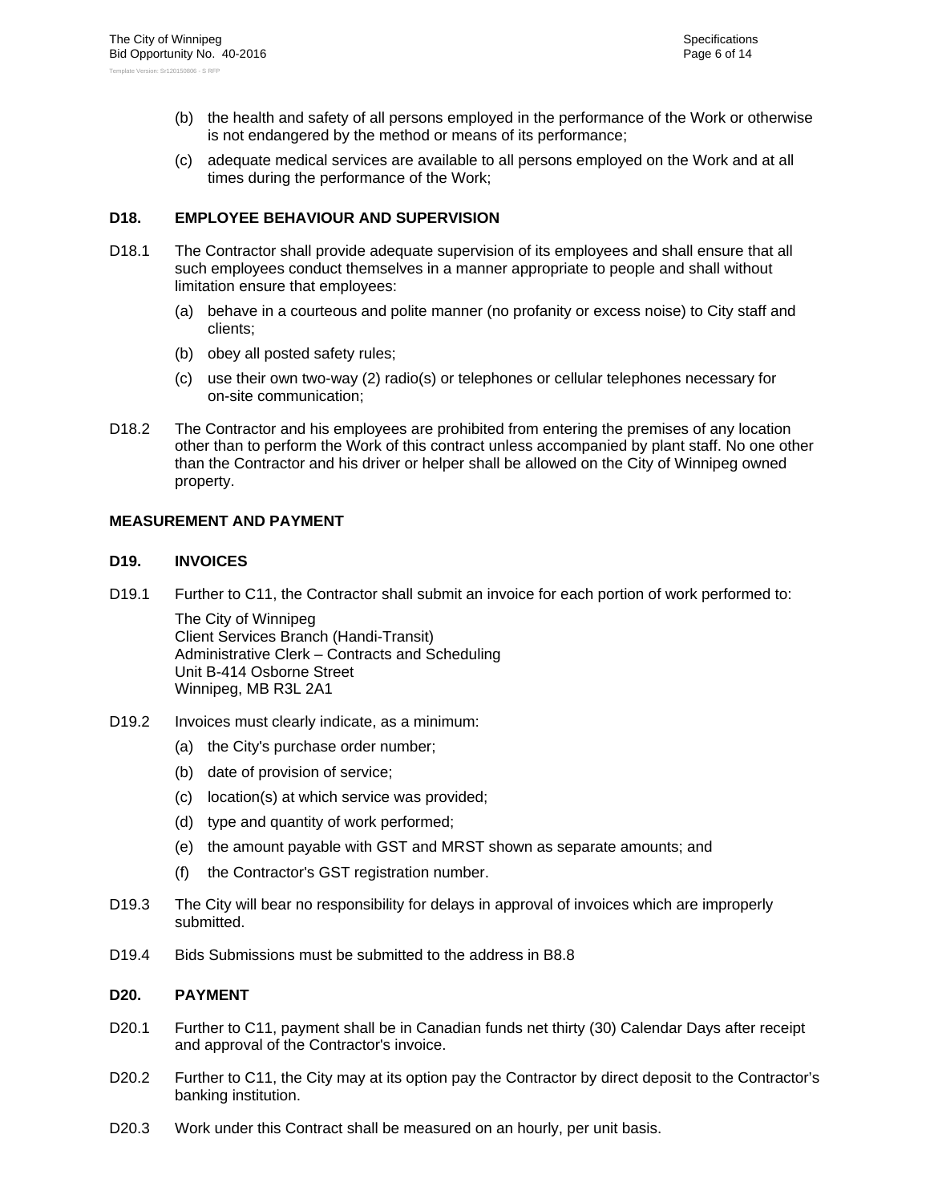(b) the health and safety of all persons employed in the performance of the Work or otherwise is not endangered by the method or means of its performance;

(c) adequate medical services are available to all persons employed on the Work and at all times during the performance of the Work;

### D18. EMPLOYEE BEHAVIOUR AND SUPERVISION

D18.1 The Contractor shall provide adequate supervision of its employees and shall ensure that all such employees conduct themselves in a manner appropriate to people and shall without limitation ensure that employees:

(a) behave in a courteous and polite manner (no profanity or excess noise) to City staff and clients;

(b) obey all posted safety rules;

(c) use their own two-way (2) radio(s) or telephones or cellular telephones necessary for on-site communication;

D18.2 The Contractor and his employees are prohibited from entering the premises of any location other than to perform the Work of this contract unless accompanied by plant staff. No one other than the Contractor and his driver or helper shall be allowed on the City of Winnipeg owned property.

## MEASUREMENT AND PAYMENT

### D19. INVOICES

D19.1 Further to C11, the Contractor shall submit an invoice for each portion of work performed to:

The City of Winnipeg
Client Services Branch (Handi-Transit)
Administrative Clerk – Contracts and Scheduling
Unit B-414 Osborne Street
Winnipeg, MB R3L 2A1

D19.2 Invoices must clearly indicate, as a minimum:

(a) the City's purchase order number;

(b) date of provision of service;

(c) location(s) at which service was provided;

(d) type and quantity of work performed;

(e) the amount payable with GST and MRST shown as separate amounts; and

(f) the Contractor's GST registration number.

D19.3 The City will bear no responsibility for delays in approval of invoices which are improperly submitted.

D19.4 Bids Submissions must be submitted to the address in B8.8

### D20. PAYMENT

D20.1 Further to C11, payment shall be in Canadian funds net thirty (30) Calendar Days after receipt and approval of the Contractor's invoice.

D20.2 Further to C11, the City may at its option pay the Contractor by direct deposit to the Contractor's banking institution.

D20.3 Work under this Contract shall be measured on an hourly, per unit basis.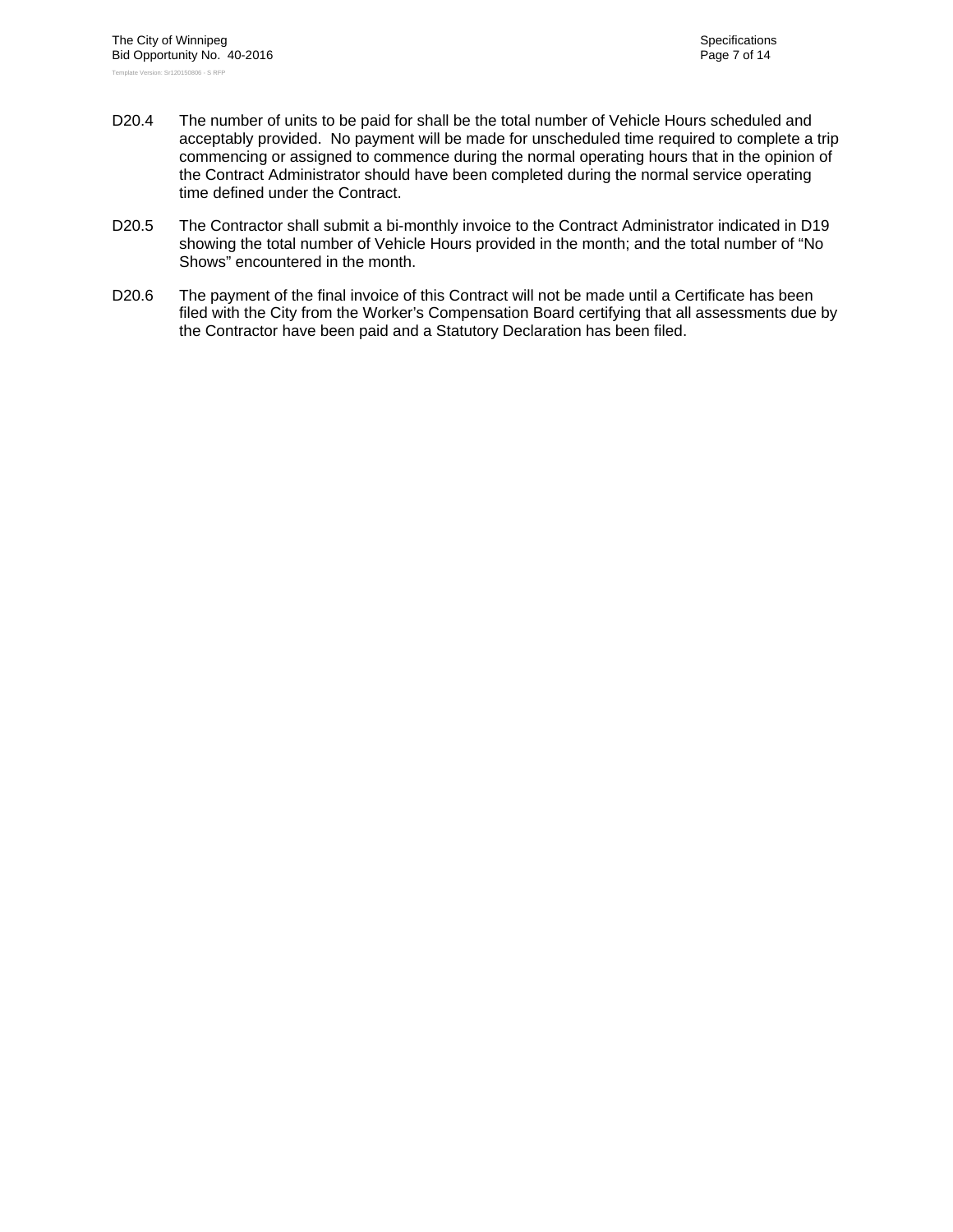D20.4 The number of units to be paid for shall be the total number of Vehicle Hours scheduled and acceptably provided. No payment will be made for unscheduled time required to complete a trip commencing or assigned to commence during the normal operating hours that in the opinion of the Contract Administrator should have been completed during the normal service operating time defined under the Contract.

D20.5 The Contractor shall submit a bi-monthly invoice to the Contract Administrator indicated in D19 showing the total number of Vehicle Hours provided in the month; and the total number of "No Shows" encountered in the month.

D20.6 The payment of the final invoice of this Contract will not be made until a Certificate has been filed with the City from the Worker's Compensation Board certifying that all assessments due by the Contractor have been paid and a Statutory Declaration has been filed.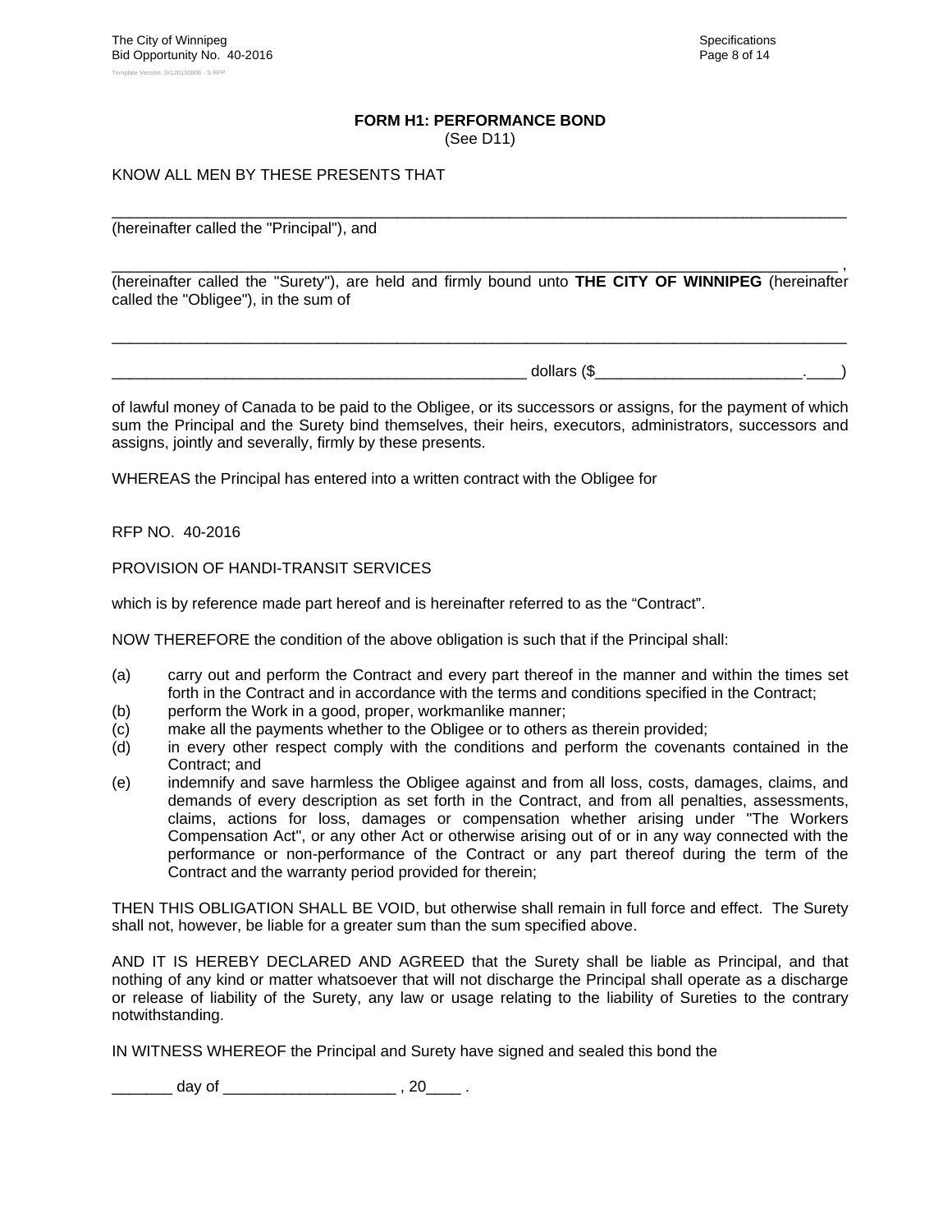**FORM H1: PERFORMANCE BOND**
(See D11)

KNOW ALL MEN BY THESE PRESENTS THAT

_______________________________________________________________________________________
(hereinafter called the "Principal"), and

_______________________________________________________________________________________ ,
(hereinafter called the "Surety"), are held and firmly bound unto **THE CITY OF WINNIPEG** (hereinafter called the "Obligee"), in the sum of

_______________________________________________________________________________________

_________________________________________________ dollars ($_______________________.____)

of lawful money of Canada to be paid to the Obligee, or its successors or assigns, for the payment of which sum the Principal and the Surety bind themselves, their heirs, executors, administrators, successors and assigns, jointly and severally, firmly by these presents.

WHEREAS the Principal has entered into a written contract with the Obligee for

RFP NO. 40-2016

PROVISION OF HANDI-TRANSIT SERVICES

which is by reference made part hereof and is hereinafter referred to as the "Contract".

NOW THEREFORE the condition of the above obligation is such that if the Principal shall:

(a) carry out and perform the Contract and every part thereof in the manner and within the times set forth in the Contract and in accordance with the terms and conditions specified in the Contract;
(b) perform the Work in a good, proper, workmanlike manner;
(c) make all the payments whether to the Obligee or to others as therein provided;
(d) in every other respect comply with the conditions and perform the covenants contained in the Contract; and
(e) indemnify and save harmless the Obligee against and from all loss, costs, damages, claims, and demands of every description as set forth in the Contract, and from all penalties, assessments, claims, actions for loss, damages or compensation whether arising under "The Workers Compensation Act", or any other Act or otherwise arising out of or in any way connected with the performance or non-performance of the Contract or any part thereof during the term of the Contract and the warranty period provided for therein;

THEN THIS OBLIGATION SHALL BE VOID, but otherwise shall remain in full force and effect. The Surety shall not, however, be liable for a greater sum than the sum specified above.

AND IT IS HEREBY DECLARED AND AGREED that the Surety shall be liable as Principal, and that nothing of any kind or matter whatsoever that will not discharge the Principal shall operate as a discharge or release of liability of the Surety, any law or usage relating to the liability of Sureties to the contrary notwithstanding.

IN WITNESS WHEREOF the Principal and Surety have signed and sealed this bond the

_______ day of ____________________ , 20____ .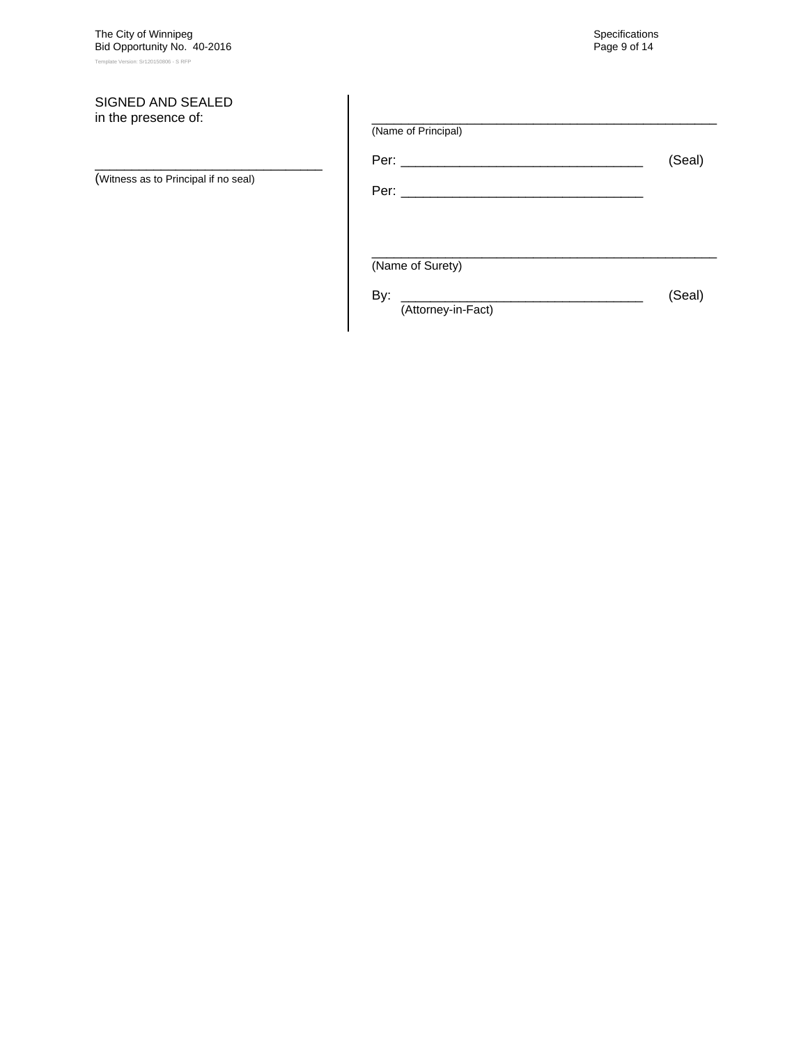SIGNED AND SEALED
in the presence of:

_________________________________
(Witness as to Principal if no seal)

_________________________________________________
(Name of Principal)

Per: _________________________________ (Seal)

Per: _________________________________

_________________________________________________
(Name of Surety)

By: _________________________________ (Seal)
(Attorney-in-Fact)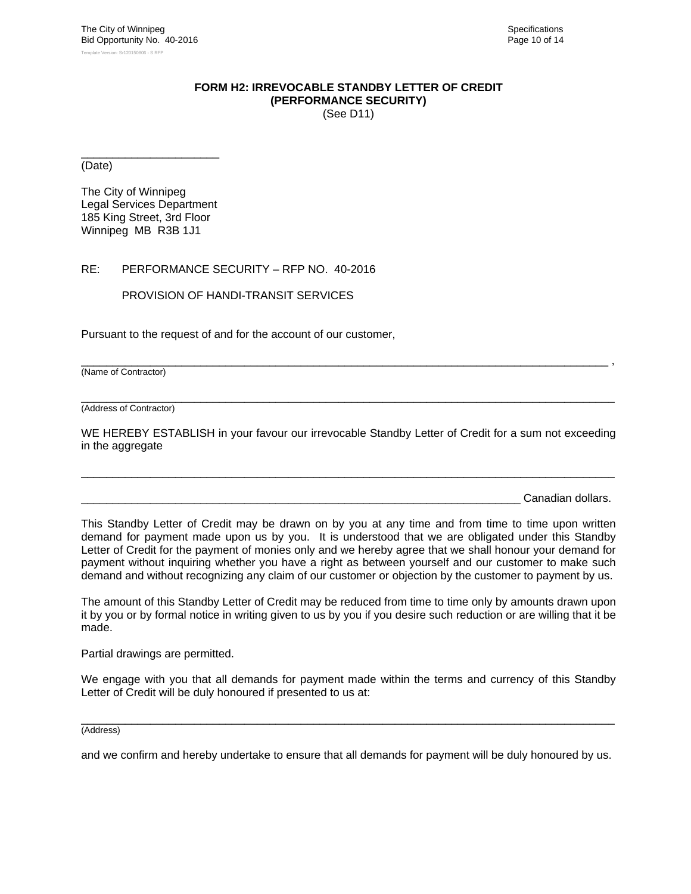**FORM H2: IRREVOCABLE STANDBY LETTER OF CREDIT**
**(PERFORMANCE SECURITY)**
(See D11)

______________________
(Date)

The City of Winnipeg
Legal Services Department
185 King Street, 3rd Floor
Winnipeg MB R3B 1J1

RE: PERFORMANCE SECURITY – RFP NO. 40-2016

PROVISION OF HANDI-TRANSIT SERVICES

Pursuant to the request of and for the account of our customer,

___________________________________________________________________________________ ,
(Name of Contractor)

___________________________________________________________________________________
(Address of Contractor)

WE HEREBY ESTABLISH in your favour our irrevocable Standby Letter of Credit for a sum not exceeding in the aggregate

___________________________________________________________________________________

_______________________________________________________________________ Canadian dollars.

This Standby Letter of Credit may be drawn on by you at any time and from time to time upon written demand for payment made upon us by you. It is understood that we are obligated under this Standby Letter of Credit for the payment of monies only and we hereby agree that we shall honour your demand for payment without inquiring whether you have a right as between yourself and our customer to make such demand and without recognizing any claim of our customer or objection by the customer to payment by us.

The amount of this Standby Letter of Credit may be reduced from time to time only by amounts drawn upon it by you or by formal notice in writing given to us by you if you desire such reduction or are willing that it be made.

Partial drawings are permitted.

We engage with you that all demands for payment made within the terms and currency of this Standby Letter of Credit will be duly honoured if presented to us at:

___________________________________________________________________________________
(Address)

and we confirm and hereby undertake to ensure that all demands for payment will be duly honoured by us.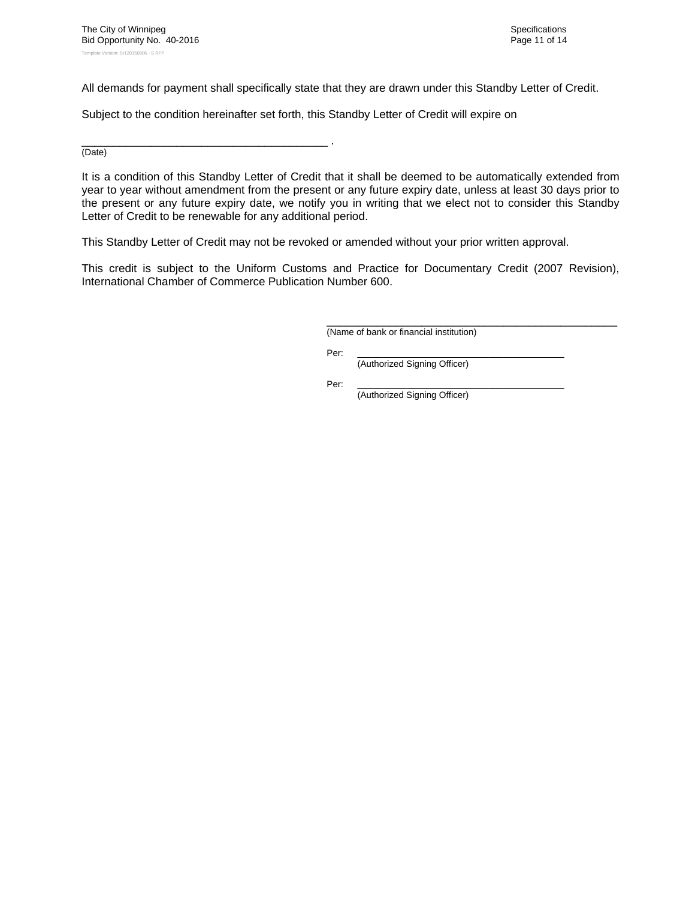All demands for payment shall specifically state that they are drawn under this Standby Letter of Credit.

Subject to the condition hereinafter set forth, this Standby Letter of Credit will expire on

________________________________________ .
(Date)

It is a condition of this Standby Letter of Credit that it shall be deemed to be automatically extended from year to year without amendment from the present or any future expiry date, unless at least 30 days prior to the present or any future expiry date, we notify you in writing that we elect not to consider this Standby Letter of Credit to be renewable for any additional period.

This Standby Letter of Credit may not be revoked or amended without your prior written approval.

This credit is subject to the Uniform Customs and Practice for Documentary Credit (2007 Revision), International Chamber of Commerce Publication Number 600.

______________________________________________
(Name of bank or financial institution)

Per: ____________________________________
(Authorized Signing Officer)

Per: ____________________________________
(Authorized Signing Officer)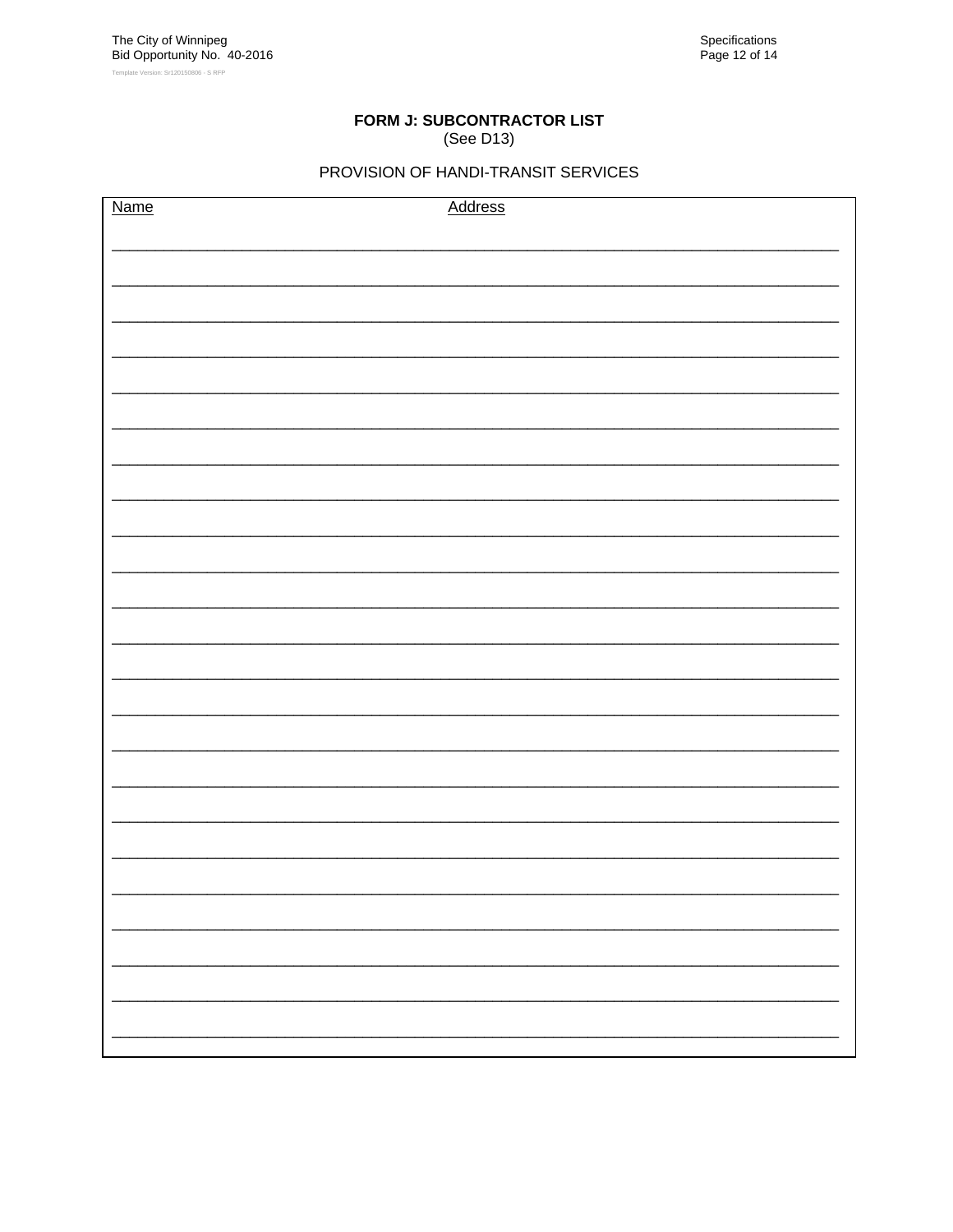**FORM J: SUBCONTRACTOR LIST**
(See D13)

PROVISION OF HANDI-TRANSIT SERVICES

| Name | Address |
| --- | --- |
| | |
| | |
| | |
| | |
| | |
| | |
| | |
| | |
| | |
| | |
| | |
| | |
| | |
| | |
| | |
| | |
| | |
| | |
| | |
| | |
| | |
| | |
| | |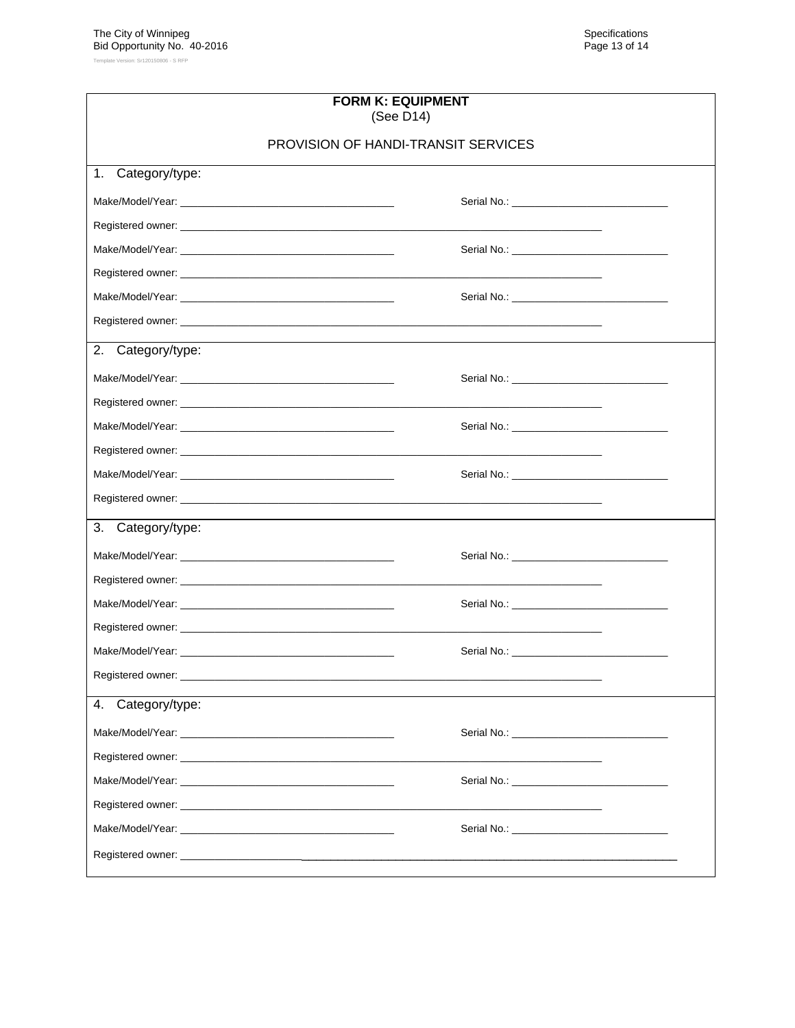## FORM K: EQUIPMENT

(See D14)

PROVISION OF HANDI-TRANSIT SERVICES

1. Category/type:

Make/Model/Year: ______________________________ Serial No.: ______________________

Registered owner: ______________________________________________________________

Make/Model/Year: ______________________________ Serial No.: ______________________

Registered owner: ______________________________________________________________

Make/Model/Year: ______________________________ Serial No.: ______________________

Registered owner: ______________________________________________________________

2. Category/type:

Make/Model/Year: ______________________________ Serial No.: ______________________

Registered owner: ______________________________________________________________

Make/Model/Year: ______________________________ Serial No.: ______________________

Registered owner: ______________________________________________________________

Make/Model/Year: ______________________________ Serial No.: ______________________

Registered owner: ______________________________________________________________

3. Category/type:

Make/Model/Year: ______________________________ Serial No.: ______________________

Registered owner: ______________________________________________________________

Make/Model/Year: ______________________________ Serial No.: ______________________

Registered owner: ______________________________________________________________

Make/Model/Year: ______________________________ Serial No.: ______________________

Registered owner: ______________________________________________________________

4. Category/type:

Make/Model/Year: ______________________________ Serial No.: ______________________

Registered owner: ______________________________________________________________

Make/Model/Year: ______________________________ Serial No.: ______________________

Registered owner: ______________________________________________________________

Make/Model/Year: ______________________________ Serial No.: ______________________

Registered owner: ______________________________________________________________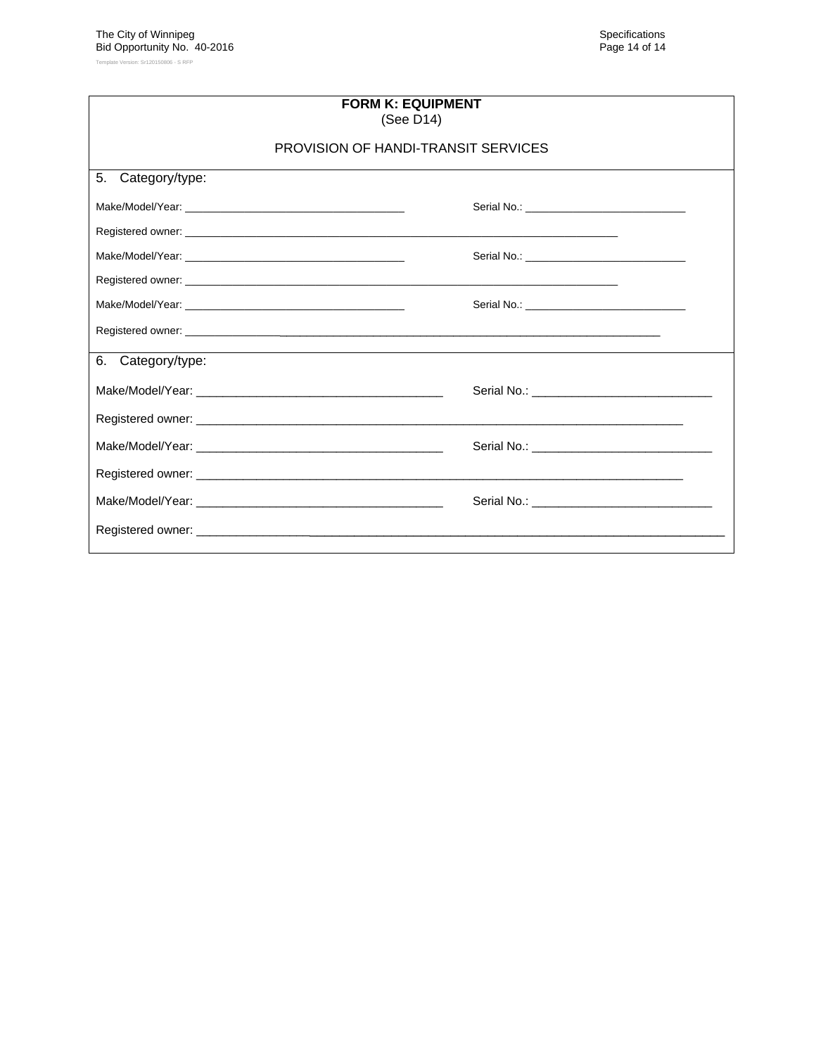**FORM K: EQUIPMENT**
(See D14)

PROVISION OF HANDI-TRANSIT SERVICES

5. Category/type:

Make/Model/Year: ____________________________________ Serial No.: ___________________________

Registered owner: ______________________________________________________________________________

Make/Model/Year: ____________________________________ Serial No.: ___________________________

Registered owner: ______________________________________________________________________________

Make/Model/Year: ____________________________________ Serial No.: ___________________________

Registered owner: ______________________________________________________________________________

6. Category/type:

Make/Model/Year: ____________________________________ Serial No.: ___________________________

Registered owner: ______________________________________________________________________________

Make/Model/Year: ____________________________________ Serial No.: ___________________________

Registered owner: ______________________________________________________________________________

Make/Model/Year: ____________________________________ Serial No.: ___________________________

Registered owner: ______________________________________________________________________________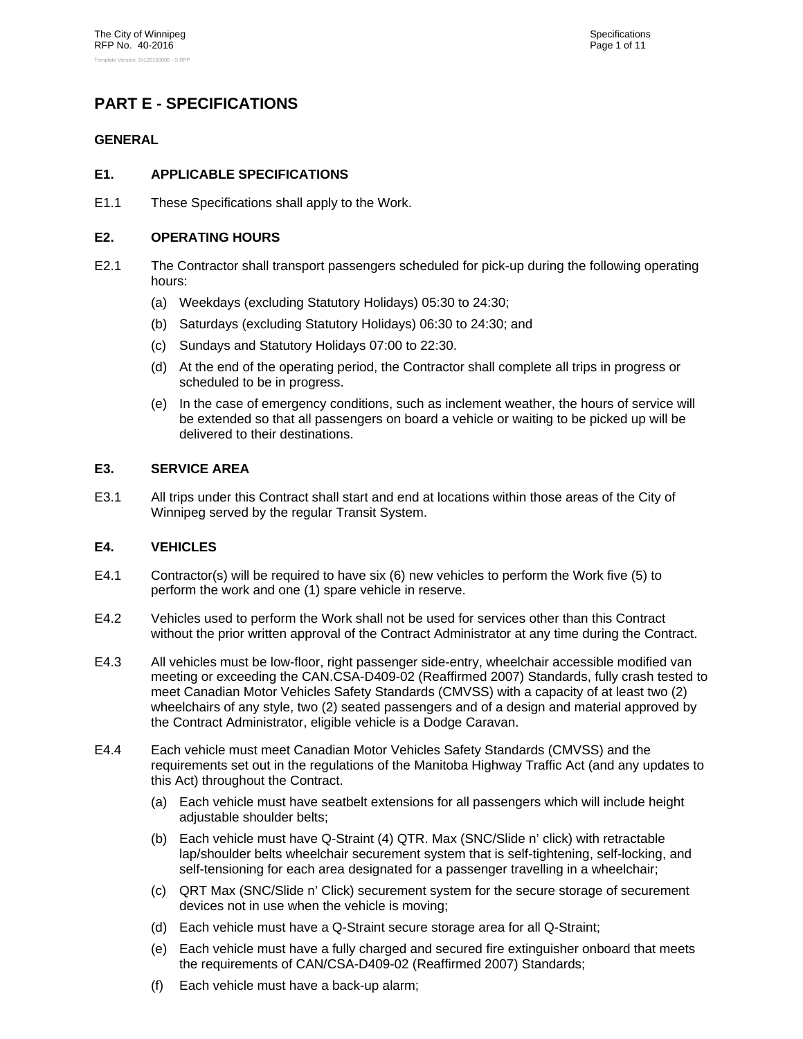# PART E - SPECIFICATIONS

## GENERAL

### E1. APPLICABLE SPECIFICATIONS

E1.1 These Specifications shall apply to the Work.

### E2. OPERATING HOURS

E2.1 The Contractor shall transport passengers scheduled for pick-up during the following operating hours:

(a) Weekdays (excluding Statutory Holidays) 05:30 to 24:30;

(b) Saturdays (excluding Statutory Holidays) 06:30 to 24:30; and

(c) Sundays and Statutory Holidays 07:00 to 22:30.

(d) At the end of the operating period, the Contractor shall complete all trips in progress or scheduled to be in progress.

(e) In the case of emergency conditions, such as inclement weather, the hours of service will be extended so that all passengers on board a vehicle or waiting to be picked up will be delivered to their destinations.

### E3. SERVICE AREA

E3.1 All trips under this Contract shall start and end at locations within those areas of the City of Winnipeg served by the regular Transit System.

### E4. VEHICLES

E4.1 Contractor(s) will be required to have six (6) new vehicles to perform the Work five (5) to perform the work and one (1) spare vehicle in reserve.

E4.2 Vehicles used to perform the Work shall not be used for services other than this Contract without the prior written approval of the Contract Administrator at any time during the Contract.

E4.3 All vehicles must be low-floor, right passenger side-entry, wheelchair accessible modified van meeting or exceeding the CAN.CSA-D409-02 (Reaffirmed 2007) Standards, fully crash tested to meet Canadian Motor Vehicles Safety Standards (CMVSS) with a capacity of at least two (2) wheelchairs of any style, two (2) seated passengers and of a design and material approved by the Contract Administrator, eligible vehicle is a Dodge Caravan.

E4.4 Each vehicle must meet Canadian Motor Vehicles Safety Standards (CMVSS) and the requirements set out in the regulations of the Manitoba Highway Traffic Act (and any updates to this Act) throughout the Contract.

(a) Each vehicle must have seatbelt extensions for all passengers which will include height adjustable shoulder belts;

(b) Each vehicle must have Q-Straint (4) QTR. Max (SNC/Slide n' click) with retractable lap/shoulder belts wheelchair securement system that is self-tightening, self-locking, and self-tensioning for each area designated for a passenger travelling in a wheelchair;

(c) QRT Max (SNC/Slide n' Click) securement system for the secure storage of securement devices not in use when the vehicle is moving;

(d) Each vehicle must have a Q-Straint secure storage area for all Q-Straint;

(e) Each vehicle must have a fully charged and secured fire extinguisher onboard that meets the requirements of CAN/CSA-D409-02 (Reaffirmed 2007) Standards;

(f) Each vehicle must have a back-up alarm;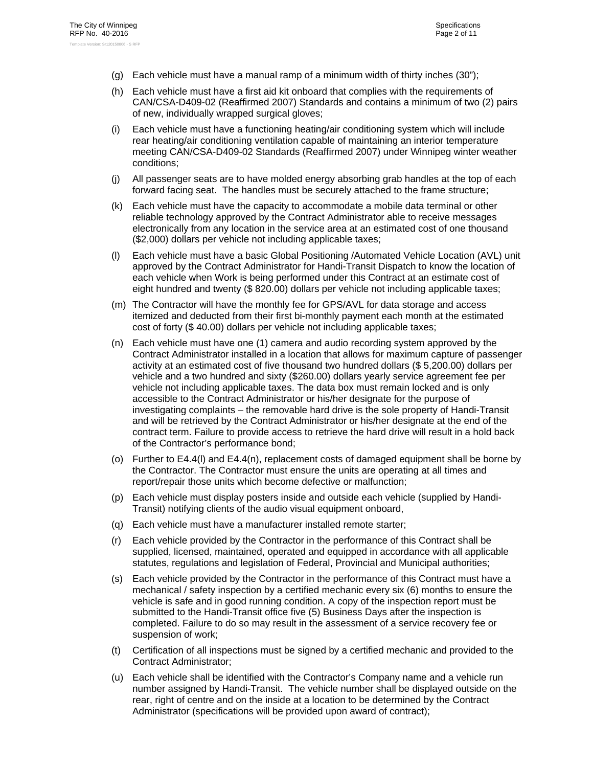(g) Each vehicle must have a manual ramp of a minimum width of thirty inches (30");

(h) Each vehicle must have a first aid kit onboard that complies with the requirements of CAN/CSA-D409-02 (Reaffirmed 2007) Standards and contains a minimum of two (2) pairs of new, individually wrapped surgical gloves;

(i) Each vehicle must have a functioning heating/air conditioning system which will include rear heating/air conditioning ventilation capable of maintaining an interior temperature meeting CAN/CSA-D409-02 Standards (Reaffirmed 2007) under Winnipeg winter weather conditions;

(j) All passenger seats are to have molded energy absorbing grab handles at the top of each forward facing seat. The handles must be securely attached to the frame structure;

(k) Each vehicle must have the capacity to accommodate a mobile data terminal or other reliable technology approved by the Contract Administrator able to receive messages electronically from any location in the service area at an estimated cost of one thousand ($2,000) dollars per vehicle not including applicable taxes;

(l) Each vehicle must have a basic Global Positioning /Automated Vehicle Location (AVL) unit approved by the Contract Administrator for Handi-Transit Dispatch to know the location of each vehicle when Work is being performed under this Contract at an estimate cost of eight hundred and twenty ($ 820.00) dollars per vehicle not including applicable taxes;

(m) The Contractor will have the monthly fee for GPS/AVL for data storage and access itemized and deducted from their first bi-monthly payment each month at the estimated cost of forty ($ 40.00) dollars per vehicle not including applicable taxes;

(n) Each vehicle must have one (1) camera and audio recording system approved by the Contract Administrator installed in a location that allows for maximum capture of passenger activity at an estimated cost of five thousand two hundred dollars ($ 5,200.00) dollars per vehicle and a two hundred and sixty ($260.00) dollars yearly service agreement fee per vehicle not including applicable taxes. The data box must remain locked and is only accessible to the Contract Administrator or his/her designate for the purpose of investigating complaints – the removable hard drive is the sole property of Handi-Transit and will be retrieved by the Contract Administrator or his/her designate at the end of the contract term. Failure to provide access to retrieve the hard drive will result in a hold back of the Contractor's performance bond;

(o) Further to E4.4(l) and E4.4(n), replacement costs of damaged equipment shall be borne by the Contractor. The Contractor must ensure the units are operating at all times and report/repair those units which become defective or malfunction;

(p) Each vehicle must display posters inside and outside each vehicle (supplied by Handi-Transit) notifying clients of the audio visual equipment onboard,

(q) Each vehicle must have a manufacturer installed remote starter;

(r) Each vehicle provided by the Contractor in the performance of this Contract shall be supplied, licensed, maintained, operated and equipped in accordance with all applicable statutes, regulations and legislation of Federal, Provincial and Municipal authorities;

(s) Each vehicle provided by the Contractor in the performance of this Contract must have a mechanical / safety inspection by a certified mechanic every six (6) months to ensure the vehicle is safe and in good running condition. A copy of the inspection report must be submitted to the Handi-Transit office five (5) Business Days after the inspection is completed. Failure to do so may result in the assessment of a service recovery fee or suspension of work;

(t) Certification of all inspections must be signed by a certified mechanic and provided to the Contract Administrator;

(u) Each vehicle shall be identified with the Contractor's Company name and a vehicle run number assigned by Handi-Transit. The vehicle number shall be displayed outside on the rear, right of centre and on the inside at a location to be determined by the Contract Administrator (specifications will be provided upon award of contract);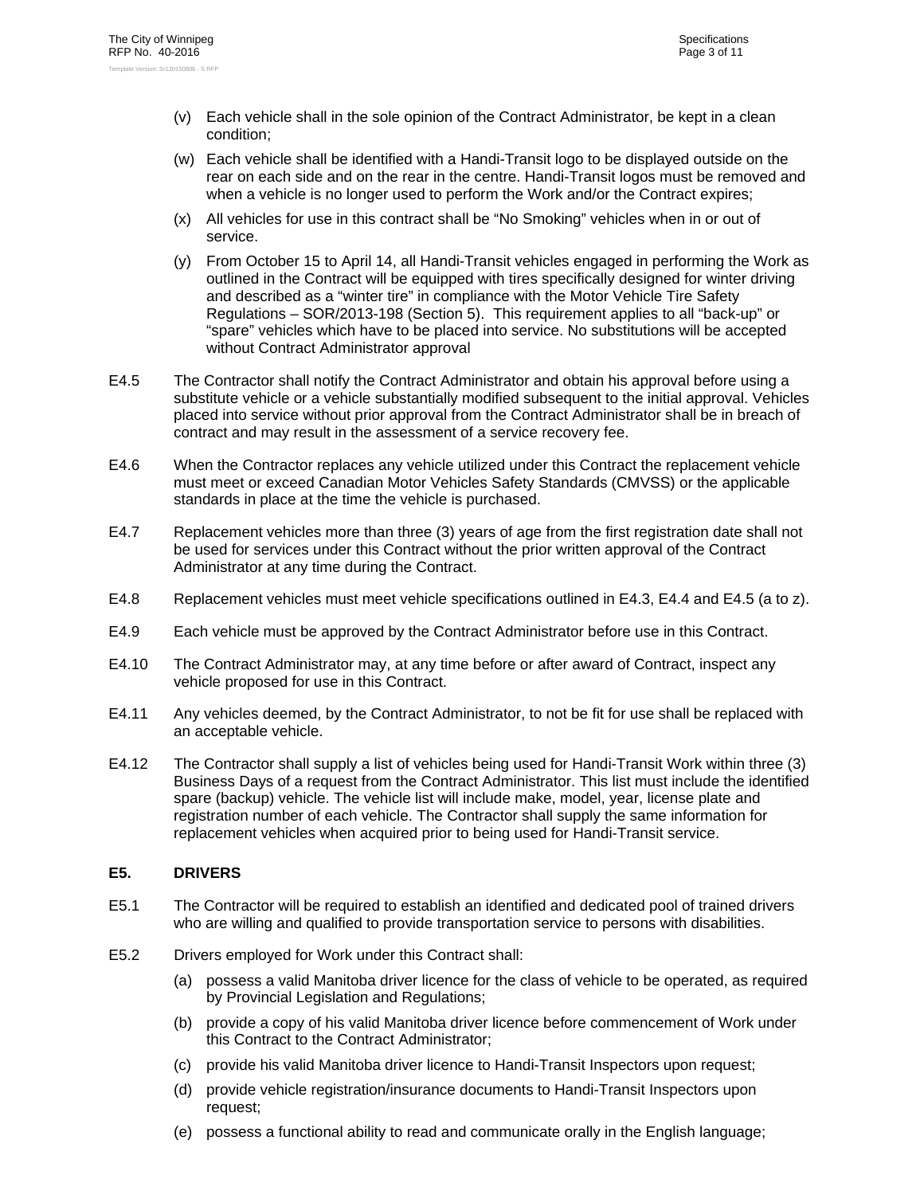(v) Each vehicle shall in the sole opinion of the Contract Administrator, be kept in a clean condition;

(w) Each vehicle shall be identified with a Handi-Transit logo to be displayed outside on the rear on each side and on the rear in the centre. Handi-Transit logos must be removed and when a vehicle is no longer used to perform the Work and/or the Contract expires;

(x) All vehicles for use in this contract shall be "No Smoking" vehicles when in or out of service.

(y) From October 15 to April 14, all Handi-Transit vehicles engaged in performing the Work as outlined in the Contract will be equipped with tires specifically designed for winter driving and described as a "winter tire" in compliance with the Motor Vehicle Tire Safety Regulations – SOR/2013-198 (Section 5). This requirement applies to all "back-up" or "spare" vehicles which have to be placed into service. No substitutions will be accepted without Contract Administrator approval

E4.5 The Contractor shall notify the Contract Administrator and obtain his approval before using a substitute vehicle or a vehicle substantially modified subsequent to the initial approval. Vehicles placed into service without prior approval from the Contract Administrator shall be in breach of contract and may result in the assessment of a service recovery fee.

E4.6 When the Contractor replaces any vehicle utilized under this Contract the replacement vehicle must meet or exceed Canadian Motor Vehicles Safety Standards (CMVSS) or the applicable standards in place at the time the vehicle is purchased.

E4.7 Replacement vehicles more than three (3) years of age from the first registration date shall not be used for services under this Contract without the prior written approval of the Contract Administrator at any time during the Contract.

E4.8 Replacement vehicles must meet vehicle specifications outlined in E4.3, E4.4 and E4.5 (a to z).

E4.9 Each vehicle must be approved by the Contract Administrator before use in this Contract.

E4.10 The Contract Administrator may, at any time before or after award of Contract, inspect any vehicle proposed for use in this Contract.

E4.11 Any vehicles deemed, by the Contract Administrator, to not be fit for use shall be replaced with an acceptable vehicle.

E4.12 The Contractor shall supply a list of vehicles being used for Handi-Transit Work within three (3) Business Days of a request from the Contract Administrator. This list must include the identified spare (backup) vehicle. The vehicle list will include make, model, year, license plate and registration number of each vehicle. The Contractor shall supply the same information for replacement vehicles when acquired prior to being used for Handi-Transit service.

## E5. DRIVERS

E5.1 The Contractor will be required to establish an identified and dedicated pool of trained drivers who are willing and qualified to provide transportation service to persons with disabilities.

E5.2 Drivers employed for Work under this Contract shall:

(a) possess a valid Manitoba driver licence for the class of vehicle to be operated, as required by Provincial Legislation and Regulations;

(b) provide a copy of his valid Manitoba driver licence before commencement of Work under this Contract to the Contract Administrator;

(c) provide his valid Manitoba driver licence to Handi-Transit Inspectors upon request;

(d) provide vehicle registration/insurance documents to Handi-Transit Inspectors upon request;

(e) possess a functional ability to read and communicate orally in the English language;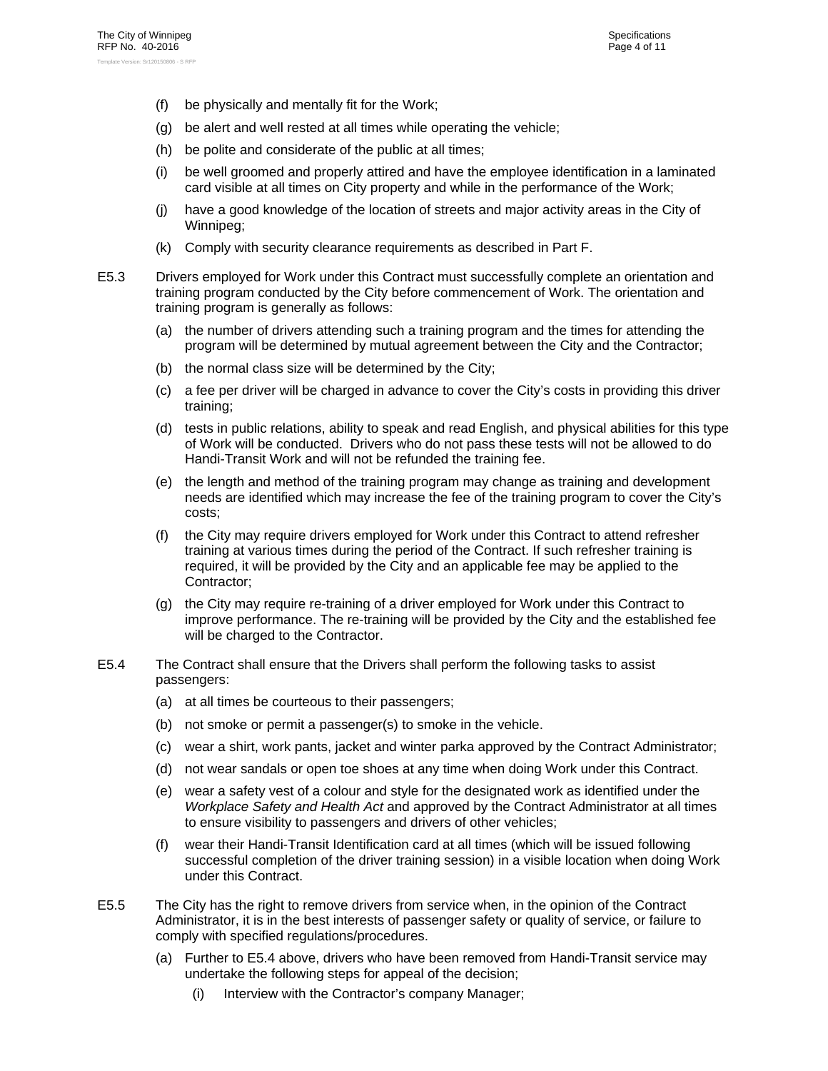(f) be physically and mentally fit for the Work;

(g) be alert and well rested at all times while operating the vehicle;

(h) be polite and considerate of the public at all times;

(i) be well groomed and properly attired and have the employee identification in a laminated card visible at all times on City property and while in the performance of the Work;

(j) have a good knowledge of the location of streets and major activity areas in the City of Winnipeg;

(k) Comply with security clearance requirements as described in Part F.

E5.3 Drivers employed for Work under this Contract must successfully complete an orientation and training program conducted by the City before commencement of Work. The orientation and training program is generally as follows:

(a) the number of drivers attending such a training program and the times for attending the program will be determined by mutual agreement between the City and the Contractor;

(b) the normal class size will be determined by the City;

(c) a fee per driver will be charged in advance to cover the City's costs in providing this driver training;

(d) tests in public relations, ability to speak and read English, and physical abilities for this type of Work will be conducted. Drivers who do not pass these tests will not be allowed to do Handi-Transit Work and will not be refunded the training fee.

(e) the length and method of the training program may change as training and development needs are identified which may increase the fee of the training program to cover the City's costs;

(f) the City may require drivers employed for Work under this Contract to attend refresher training at various times during the period of the Contract. If such refresher training is required, it will be provided by the City and an applicable fee may be applied to the Contractor;

(g) the City may require re-training of a driver employed for Work under this Contract to improve performance. The re-training will be provided by the City and the established fee will be charged to the Contractor.

E5.4 The Contract shall ensure that the Drivers shall perform the following tasks to assist passengers:

(a) at all times be courteous to their passengers;

(b) not smoke or permit a passenger(s) to smoke in the vehicle.

(c) wear a shirt, work pants, jacket and winter parka approved by the Contract Administrator;

(d) not wear sandals or open toe shoes at any time when doing Work under this Contract.

(e) wear a safety vest of a colour and style for the designated work as identified under the *Workplace Safety and Health Act* and approved by the Contract Administrator at all times to ensure visibility to passengers and drivers of other vehicles;

(f) wear their Handi-Transit Identification card at all times (which will be issued following successful completion of the driver training session) in a visible location when doing Work under this Contract.

E5.5 The City has the right to remove drivers from service when, in the opinion of the Contract Administrator, it is in the best interests of passenger safety or quality of service, or failure to comply with specified regulations/procedures.

(a) Further to E5.4 above, drivers who have been removed from Handi-Transit service may undertake the following steps for appeal of the decision;

(i) Interview with the Contractor's company Manager;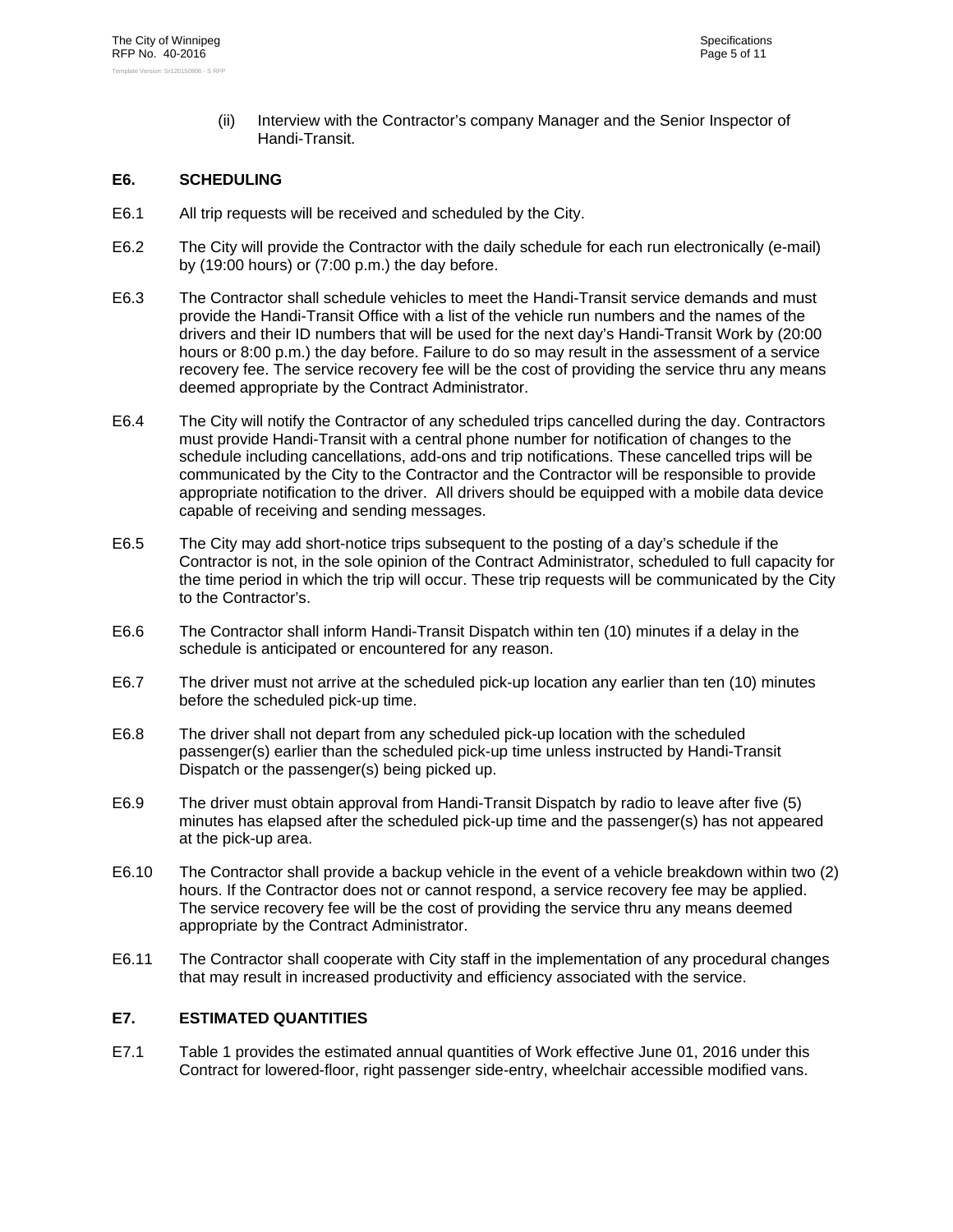(ii) Interview with the Contractor's company Manager and the Senior Inspector of Handi-Transit.

## E6. SCHEDULING

E6.1 All trip requests will be received and scheduled by the City.

E6.2 The City will provide the Contractor with the daily schedule for each run electronically (e-mail) by (19:00 hours) or (7:00 p.m.) the day before.

E6.3 The Contractor shall schedule vehicles to meet the Handi-Transit service demands and must provide the Handi-Transit Office with a list of the vehicle run numbers and the names of the drivers and their ID numbers that will be used for the next day's Handi-Transit Work by (20:00 hours or 8:00 p.m.) the day before. Failure to do so may result in the assessment of a service recovery fee. The service recovery fee will be the cost of providing the service thru any means deemed appropriate by the Contract Administrator.

E6.4 The City will notify the Contractor of any scheduled trips cancelled during the day. Contractors must provide Handi-Transit with a central phone number for notification of changes to the schedule including cancellations, add-ons and trip notifications. These cancelled trips will be communicated by the City to the Contractor and the Contractor will be responsible to provide appropriate notification to the driver. All drivers should be equipped with a mobile data device capable of receiving and sending messages.

E6.5 The City may add short-notice trips subsequent to the posting of a day's schedule if the Contractor is not, in the sole opinion of the Contract Administrator, scheduled to full capacity for the time period in which the trip will occur. These trip requests will be communicated by the City to the Contractor's.

E6.6 The Contractor shall inform Handi-Transit Dispatch within ten (10) minutes if a delay in the schedule is anticipated or encountered for any reason.

E6.7 The driver must not arrive at the scheduled pick-up location any earlier than ten (10) minutes before the scheduled pick-up time.

E6.8 The driver shall not depart from any scheduled pick-up location with the scheduled passenger(s) earlier than the scheduled pick-up time unless instructed by Handi-Transit Dispatch or the passenger(s) being picked up.

E6.9 The driver must obtain approval from Handi-Transit Dispatch by radio to leave after five (5) minutes has elapsed after the scheduled pick-up time and the passenger(s) has not appeared at the pick-up area.

E6.10 The Contractor shall provide a backup vehicle in the event of a vehicle breakdown within two (2) hours. If the Contractor does not or cannot respond, a service recovery fee may be applied. The service recovery fee will be the cost of providing the service thru any means deemed appropriate by the Contract Administrator.

E6.11 The Contractor shall cooperate with City staff in the implementation of any procedural changes that may result in increased productivity and efficiency associated with the service.

## E7. ESTIMATED QUANTITIES

E7.1 Table 1 provides the estimated annual quantities of Work effective June 01, 2016 under this Contract for lowered-floor, right passenger side-entry, wheelchair accessible modified vans.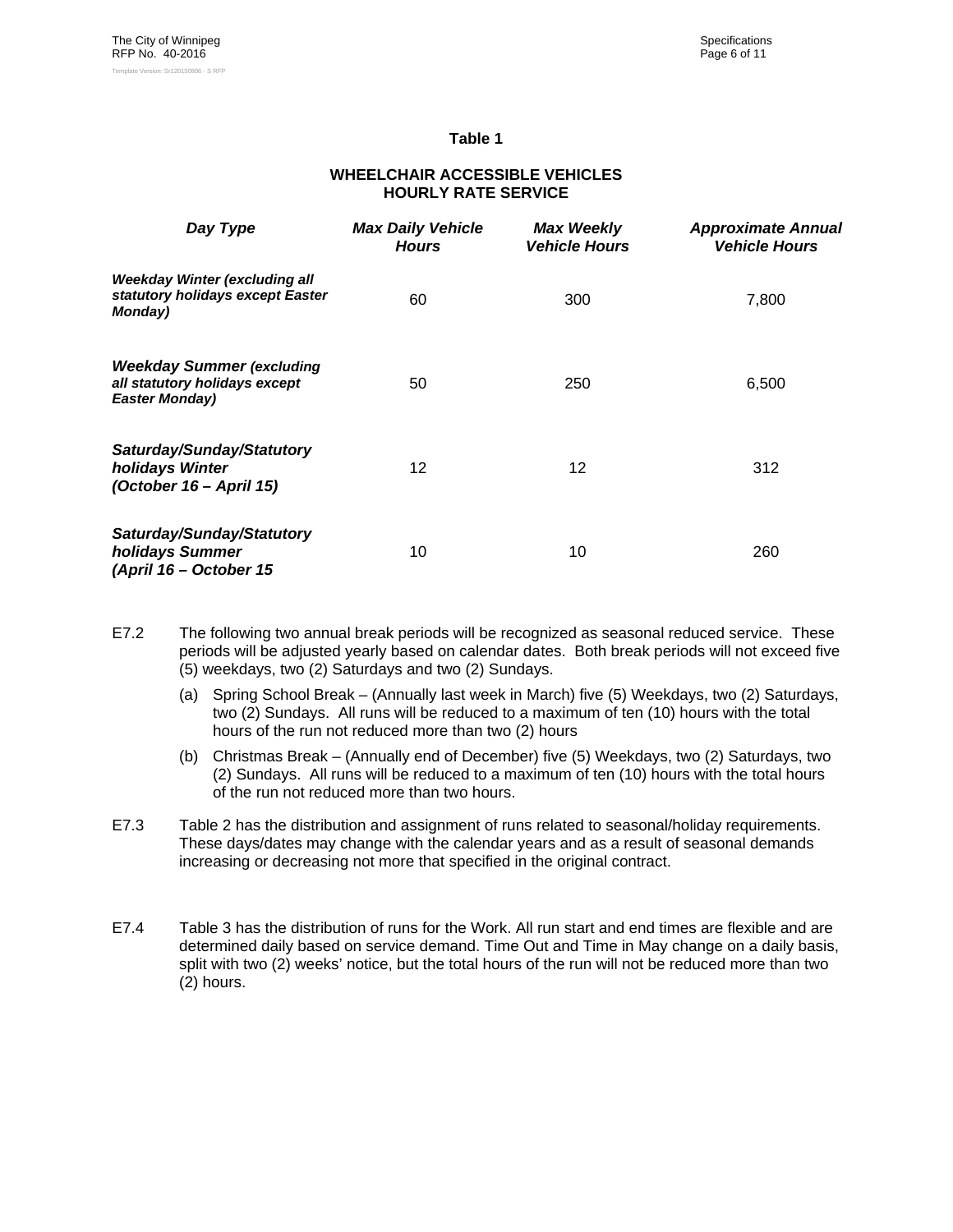**Table 1**

**WHEELCHAIR ACCESSIBLE VEHICLES**
**HOURLY RATE SERVICE**

| ***Day Type*** | ***Max Daily Vehicle Hours*** | ***Max Weekly Vehicle Hours*** | ***Approximate Annual Vehicle Hours*** |
|---|---|---|---|
| ***Weekday Winter (excluding all statutory holidays except Easter Monday)*** | 60 | 300 | 7,800 |
| ***Weekday Summer (excluding all statutory holidays except Easter Monday)*** | 50 | 250 | 6,500 |
| ***Saturday/Sunday/Statutory holidays Winter (October 16 – April 15)*** | 12 | 12 | 312 |
| ***Saturday/Sunday/Statutory holidays Summer (April 16 – October 15*** | 10 | 10 | 260 |

E7.2 The following two annual break periods will be recognized as seasonal reduced service. These periods will be adjusted yearly based on calendar dates. Both break periods will not exceed five (5) weekdays, two (2) Saturdays and two (2) Sundays.

(a) Spring School Break – (Annually last week in March) five (5) Weekdays, two (2) Saturdays, two (2) Sundays. All runs will be reduced to a maximum of ten (10) hours with the total hours of the run not reduced more than two (2) hours

(b) Christmas Break – (Annually end of December) five (5) Weekdays, two (2) Saturdays, two (2) Sundays. All runs will be reduced to a maximum of ten (10) hours with the total hours of the run not reduced more than two hours.

E7.3 Table 2 has the distribution and assignment of runs related to seasonal/holiday requirements. These days/dates may change with the calendar years and as a result of seasonal demands increasing or decreasing not more that specified in the original contract.

E7.4 Table 3 has the distribution of runs for the Work. All run start and end times are flexible and are determined daily based on service demand. Time Out and Time in May change on a daily basis, split with two (2) weeks' notice, but the total hours of the run will not be reduced more than two (2) hours.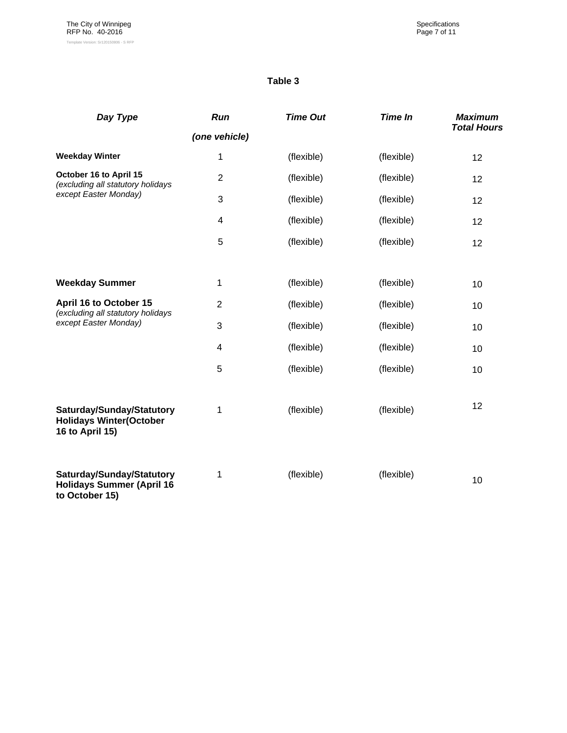**Table 3**

| ***Day Type*** | ***Run (one vehicle)*** | ***Time Out*** | ***Time In*** | ***Maximum Total Hours*** |
|---|---|---|---|---|
| **Weekday Winter** | 1 | (flexible) | (flexible) | 12 |
| **October 16 to April 15** *(excluding all statutory holidays except Easter Monday)* | 2 | (flexible) | (flexible) | 12 |
| | 3 | (flexible) | (flexible) | 12 |
| | 4 | (flexible) | (flexible) | 12 |
| | 5 | (flexible) | (flexible) | 12 |
| **Weekday Summer** | 1 | (flexible) | (flexible) | 10 |
| **April 16 to October 15** *(excluding all statutory holidays except Easter Monday)* | 2 | (flexible) | (flexible) | 10 |
| | 3 | (flexible) | (flexible) | 10 |
| | 4 | (flexible) | (flexible) | 10 |
| | 5 | (flexible) | (flexible) | 10 |
| **Saturday/Sunday/Statutory Holidays Winter(October 16 to April 15)** | 1 | (flexible) | (flexible) | 12 |
| **Saturday/Sunday/Statutory Holidays Summer (April 16 to October 15)** | 1 | (flexible) | (flexible) | 10 |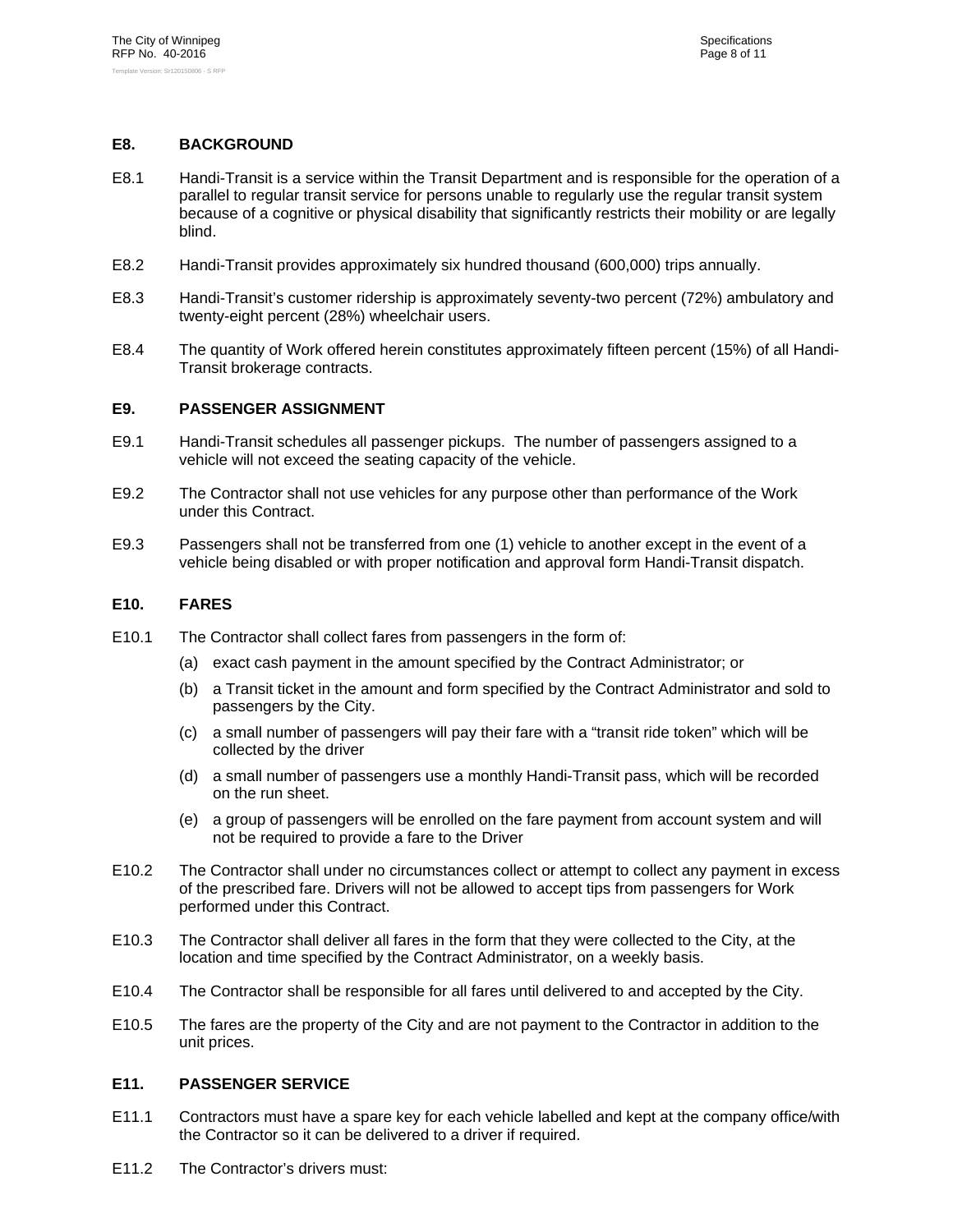## E8. BACKGROUND

E8.1 Handi-Transit is a service within the Transit Department and is responsible for the operation of a parallel to regular transit service for persons unable to regularly use the regular transit system because of a cognitive or physical disability that significantly restricts their mobility or are legally blind.

E8.2 Handi-Transit provides approximately six hundred thousand (600,000) trips annually.

E8.3 Handi-Transit's customer ridership is approximately seventy-two percent (72%) ambulatory and twenty-eight percent (28%) wheelchair users.

E8.4 The quantity of Work offered herein constitutes approximately fifteen percent (15%) of all Handi-Transit brokerage contracts.

## E9. PASSENGER ASSIGNMENT

E9.1 Handi-Transit schedules all passenger pickups. The number of passengers assigned to a vehicle will not exceed the seating capacity of the vehicle.

E9.2 The Contractor shall not use vehicles for any purpose other than performance of the Work under this Contract.

E9.3 Passengers shall not be transferred from one (1) vehicle to another except in the event of a vehicle being disabled or with proper notification and approval form Handi-Transit dispatch.

## E10. FARES

E10.1 The Contractor shall collect fares from passengers in the form of:

(a) exact cash payment in the amount specified by the Contract Administrator; or

(b) a Transit ticket in the amount and form specified by the Contract Administrator and sold to passengers by the City.

(c) a small number of passengers will pay their fare with a "transit ride token" which will be collected by the driver

(d) a small number of passengers use a monthly Handi-Transit pass, which will be recorded on the run sheet.

(e) a group of passengers will be enrolled on the fare payment from account system and will not be required to provide a fare to the Driver

E10.2 The Contractor shall under no circumstances collect or attempt to collect any payment in excess of the prescribed fare. Drivers will not be allowed to accept tips from passengers for Work performed under this Contract.

E10.3 The Contractor shall deliver all fares in the form that they were collected to the City, at the location and time specified by the Contract Administrator, on a weekly basis.

E10.4 The Contractor shall be responsible for all fares until delivered to and accepted by the City.

E10.5 The fares are the property of the City and are not payment to the Contractor in addition to the unit prices.

## E11. PASSENGER SERVICE

E11.1 Contractors must have a spare key for each vehicle labelled and kept at the company office/with the Contractor so it can be delivered to a driver if required.

E11.2 The Contractor's drivers must: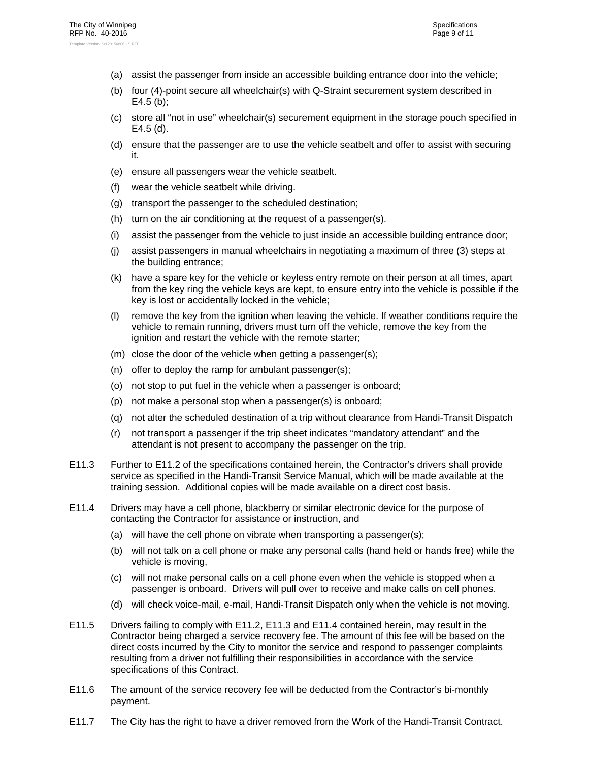(a) assist the passenger from inside an accessible building entrance door into the vehicle;

(b) four (4)-point secure all wheelchair(s) with Q-Straint securement system described in E4.5 (b);

(c) store all "not in use" wheelchair(s) securement equipment in the storage pouch specified in E4.5 (d).

(d) ensure that the passenger are to use the vehicle seatbelt and offer to assist with securing it.

(e) ensure all passengers wear the vehicle seatbelt.

(f) wear the vehicle seatbelt while driving.

(g) transport the passenger to the scheduled destination;

(h) turn on the air conditioning at the request of a passenger(s).

(i) assist the passenger from the vehicle to just inside an accessible building entrance door;

(j) assist passengers in manual wheelchairs in negotiating a maximum of three (3) steps at the building entrance;

(k) have a spare key for the vehicle or keyless entry remote on their person at all times, apart from the key ring the vehicle keys are kept, to ensure entry into the vehicle is possible if the key is lost or accidentally locked in the vehicle;

(l) remove the key from the ignition when leaving the vehicle. If weather conditions require the vehicle to remain running, drivers must turn off the vehicle, remove the key from the ignition and restart the vehicle with the remote starter;

(m) close the door of the vehicle when getting a passenger(s);

(n) offer to deploy the ramp for ambulant passenger(s);

(o) not stop to put fuel in the vehicle when a passenger is onboard;

(p) not make a personal stop when a passenger(s) is onboard;

(q) not alter the scheduled destination of a trip without clearance from Handi-Transit Dispatch

(r) not transport a passenger if the trip sheet indicates "mandatory attendant" and the attendant is not present to accompany the passenger on the trip.

E11.3 Further to E11.2 of the specifications contained herein, the Contractor's drivers shall provide service as specified in the Handi-Transit Service Manual, which will be made available at the training session. Additional copies will be made available on a direct cost basis.

E11.4 Drivers may have a cell phone, blackberry or similar electronic device for the purpose of contacting the Contractor for assistance or instruction, and

(a) will have the cell phone on vibrate when transporting a passenger(s);

(b) will not talk on a cell phone or make any personal calls (hand held or hands free) while the vehicle is moving,

(c) will not make personal calls on a cell phone even when the vehicle is stopped when a passenger is onboard. Drivers will pull over to receive and make calls on cell phones.

(d) will check voice-mail, e-mail, Handi-Transit Dispatch only when the vehicle is not moving.

E11.5 Drivers failing to comply with E11.2, E11.3 and E11.4 contained herein, may result in the Contractor being charged a service recovery fee. The amount of this fee will be based on the direct costs incurred by the City to monitor the service and respond to passenger complaints resulting from a driver not fulfilling their responsibilities in accordance with the service specifications of this Contract.

E11.6 The amount of the service recovery fee will be deducted from the Contractor's bi-monthly payment.

E11.7 The City has the right to have a driver removed from the Work of the Handi-Transit Contract.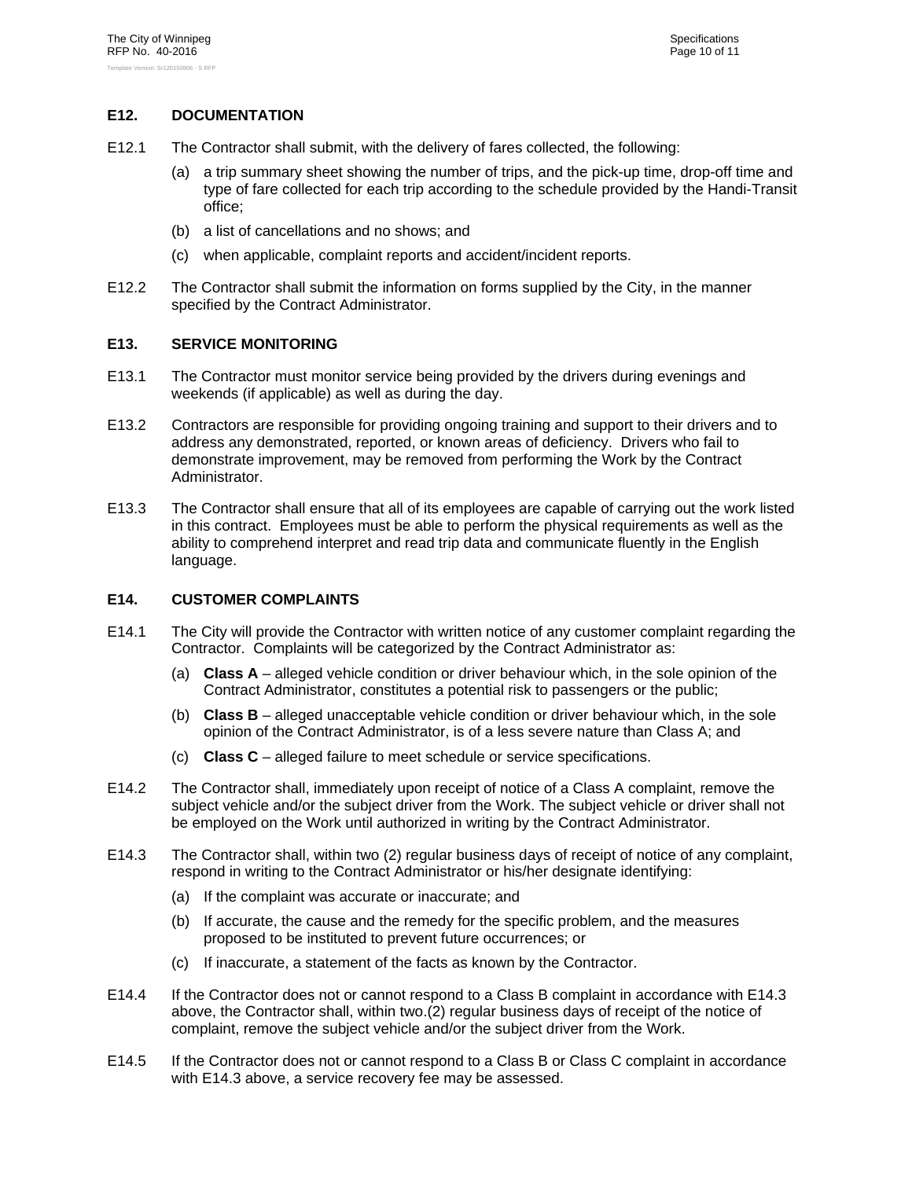## E12. DOCUMENTATION

E12.1 The Contractor shall submit, with the delivery of fares collected, the following:

(a) a trip summary sheet showing the number of trips, and the pick-up time, drop-off time and type of fare collected for each trip according to the schedule provided by the Handi-Transit office;

(b) a list of cancellations and no shows; and

(c) when applicable, complaint reports and accident/incident reports.

E12.2 The Contractor shall submit the information on forms supplied by the City, in the manner specified by the Contract Administrator.

## E13. SERVICE MONITORING

E13.1 The Contractor must monitor service being provided by the drivers during evenings and weekends (if applicable) as well as during the day.

E13.2 Contractors are responsible for providing ongoing training and support to their drivers and to address any demonstrated, reported, or known areas of deficiency. Drivers who fail to demonstrate improvement, may be removed from performing the Work by the Contract Administrator.

E13.3 The Contractor shall ensure that all of its employees are capable of carrying out the work listed in this contract. Employees must be able to perform the physical requirements as well as the ability to comprehend interpret and read trip data and communicate fluently in the English language.

## E14. CUSTOMER COMPLAINTS

E14.1 The City will provide the Contractor with written notice of any customer complaint regarding the Contractor. Complaints will be categorized by the Contract Administrator as:

(a) **Class A** – alleged vehicle condition or driver behaviour which, in the sole opinion of the Contract Administrator, constitutes a potential risk to passengers or the public;

(b) **Class B** – alleged unacceptable vehicle condition or driver behaviour which, in the sole opinion of the Contract Administrator, is of a less severe nature than Class A; and

(c) **Class C** – alleged failure to meet schedule or service specifications.

E14.2 The Contractor shall, immediately upon receipt of notice of a Class A complaint, remove the subject vehicle and/or the subject driver from the Work. The subject vehicle or driver shall not be employed on the Work until authorized in writing by the Contract Administrator.

E14.3 The Contractor shall, within two (2) regular business days of receipt of notice of any complaint, respond in writing to the Contract Administrator or his/her designate identifying:

(a) If the complaint was accurate or inaccurate; and

(b) If accurate, the cause and the remedy for the specific problem, and the measures proposed to be instituted to prevent future occurrences; or

(c) If inaccurate, a statement of the facts as known by the Contractor.

E14.4 If the Contractor does not or cannot respond to a Class B complaint in accordance with E14.3 above, the Contractor shall, within two.(2) regular business days of receipt of the notice of complaint, remove the subject vehicle and/or the subject driver from the Work.

E14.5 If the Contractor does not or cannot respond to a Class B or Class C complaint in accordance with E14.3 above, a service recovery fee may be assessed.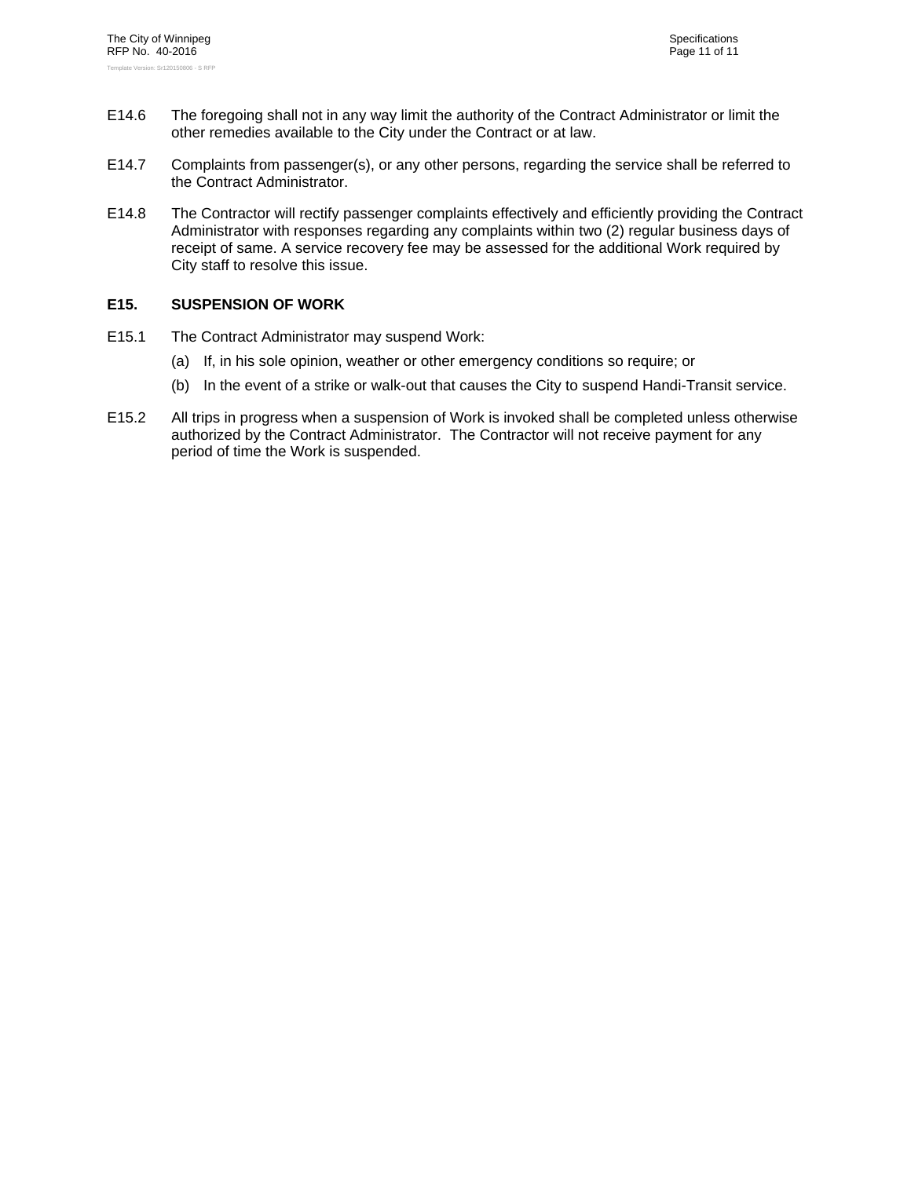E14.6 The foregoing shall not in any way limit the authority of the Contract Administrator or limit the other remedies available to the City under the Contract or at law.

E14.7 Complaints from passenger(s), or any other persons, regarding the service shall be referred to the Contract Administrator.

E14.8 The Contractor will rectify passenger complaints effectively and efficiently providing the Contract Administrator with responses regarding any complaints within two (2) regular business days of receipt of same. A service recovery fee may be assessed for the additional Work required by City staff to resolve this issue.

## E15. SUSPENSION OF WORK

E15.1 The Contract Administrator may suspend Work:

(a) If, in his sole opinion, weather or other emergency conditions so require; or

(b) In the event of a strike or walk-out that causes the City to suspend Handi-Transit service.

E15.2 All trips in progress when a suspension of Work is invoked shall be completed unless otherwise authorized by the Contract Administrator. The Contractor will not receive payment for any period of time the Work is suspended.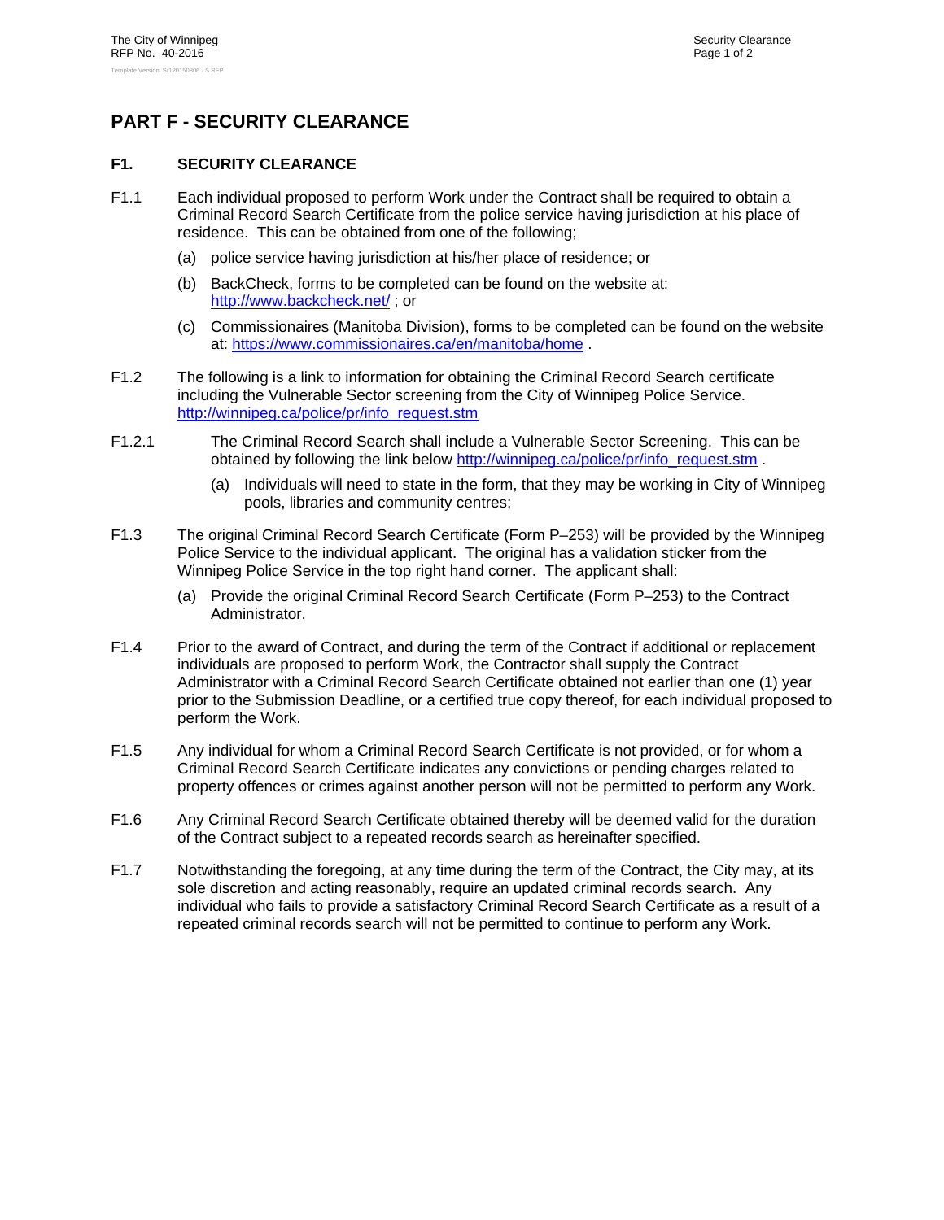# PART F - SECURITY CLEARANCE

## F1. SECURITY CLEARANCE

F1.1 Each individual proposed to perform Work under the Contract shall be required to obtain a Criminal Record Search Certificate from the police service having jurisdiction at his place of residence. This can be obtained from one of the following;

(a) police service having jurisdiction at his/her place of residence; or

(b) BackCheck, forms to be completed can be found on the website at: http://www.backcheck.net/ ; or

(c) Commissionaires (Manitoba Division), forms to be completed can be found on the website at: https://www.commissionaires.ca/en/manitoba/home .

F1.2 The following is a link to information for obtaining the Criminal Record Search certificate including the Vulnerable Sector screening from the City of Winnipeg Police Service. http://winnipeg.ca/police/pr/info_request.stm

F1.2.1 The Criminal Record Search shall include a Vulnerable Sector Screening. This can be obtained by following the link below http://winnipeg.ca/police/pr/info_request.stm .

(a) Individuals will need to state in the form, that they may be working in City of Winnipeg pools, libraries and community centres;

F1.3 The original Criminal Record Search Certificate (Form P–253) will be provided by the Winnipeg Police Service to the individual applicant. The original has a validation sticker from the Winnipeg Police Service in the top right hand corner. The applicant shall:

(a) Provide the original Criminal Record Search Certificate (Form P–253) to the Contract Administrator.

F1.4 Prior to the award of Contract, and during the term of the Contract if additional or replacement individuals are proposed to perform Work, the Contractor shall supply the Contract Administrator with a Criminal Record Search Certificate obtained not earlier than one (1) year prior to the Submission Deadline, or a certified true copy thereof, for each individual proposed to perform the Work.

F1.5 Any individual for whom a Criminal Record Search Certificate is not provided, or for whom a Criminal Record Search Certificate indicates any convictions or pending charges related to property offences or crimes against another person will not be permitted to perform any Work.

F1.6 Any Criminal Record Search Certificate obtained thereby will be deemed valid for the duration of the Contract subject to a repeated records search as hereinafter specified.

F1.7 Notwithstanding the foregoing, at any time during the term of the Contract, the City may, at its sole discretion and acting reasonably, require an updated criminal records search. Any individual who fails to provide a satisfactory Criminal Record Search Certificate as a result of a repeated criminal records search will not be permitted to continue to perform any Work.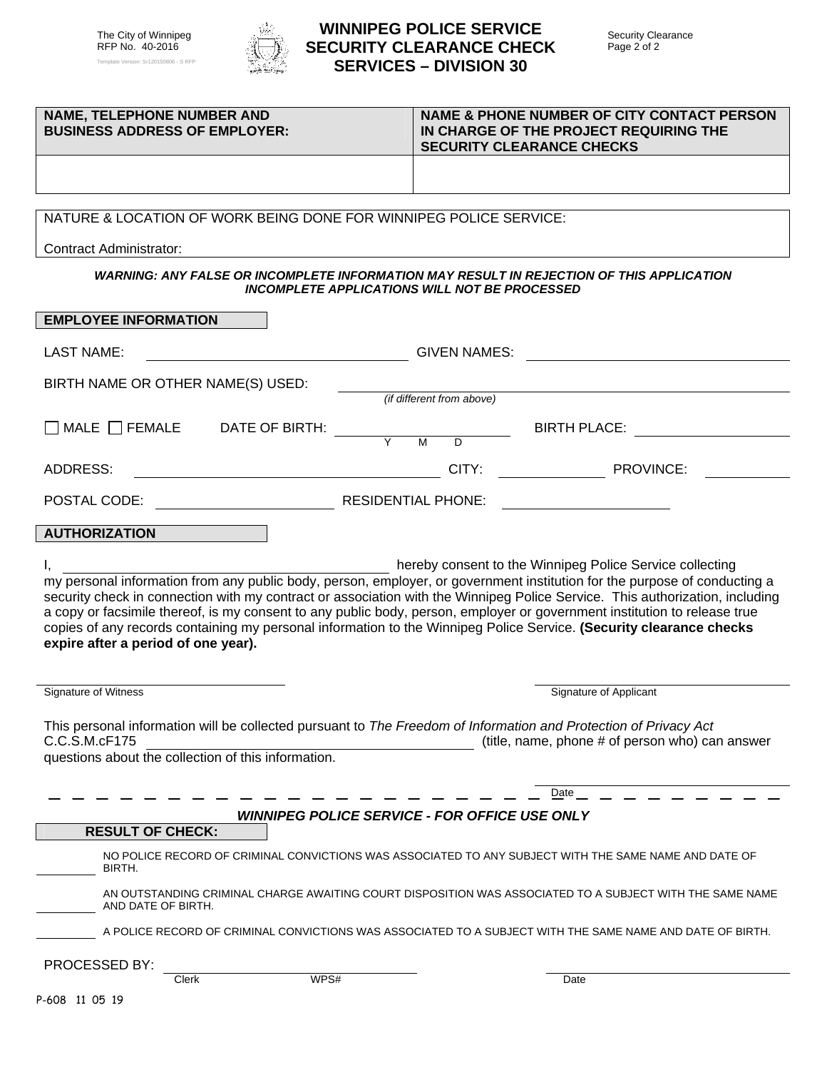The City of Winnipeg
RFP No. 40-2016

Template Version: Sr120150806 - S RFP

# WINNIPEG POLICE SERVICE SECURITY CLEARANCE CHECK SERVICES – DIVISION 30

Security Clearance

| **NAME, TELEPHONE NUMBER AND BUSINESS ADDRESS OF EMPLOYER:** | **NAME & PHONE NUMBER OF CITY CONTACT PERSON IN CHARGE OF THE PROJECT REQUIRING THE SECURITY CLEARANCE CHECKS** |
| --- | --- |
| | |

NATURE & LOCATION OF WORK BEING DONE FOR WINNIPEG POLICE SERVICE:

Contract Administrator:

***WARNING: ANY FALSE OR INCOMPLETE INFORMATION MAY RESULT IN REJECTION OF THIS APPLICATION INCOMPLETE APPLICATIONS WILL NOT BE PROCESSED***

## EMPLOYEE INFORMATION

LAST NAME: ______________________ GIVEN NAMES: ______________________

BIRTH NAME OR OTHER NAME(S) USED: ______________________
*(if different from above)*

☐ MALE ☐ FEMALE DATE OF BIRTH: ______________ (Y M D) BIRTH PLACE: ______________

ADDRESS: ______________________ CITY: __________ PROVINCE: __________

POSTAL CODE: ______________ RESIDENTIAL PHONE: ______________

## AUTHORIZATION

I, ______________________ hereby consent to the Winnipeg Police Service collecting my personal information from any public body, person, employer, or government institution for the purpose of conducting a security check in connection with my contract or association with the Winnipeg Police Service. This authorization, including a copy or facsimile thereof, is my consent to any public body, person, employer or government institution to release true copies of any records containing my personal information to the Winnipeg Police Service. **(Security clearance checks expire after a period of one year).**

______________________ Signature of Witness

______________________ Signature of Applicant

This personal information will be collected pursuant to *The Freedom of Information and Protection of Privacy Act* C.C.S.M.cF175 ______________________ (title, name, phone # of person who) can answer questions about the collection of this information.

______________________ Date

***WINNIPEG POLICE SERVICE - FOR OFFICE USE ONLY***

## RESULT OF CHECK:

_________ NO POLICE RECORD OF CRIMINAL CONVICTIONS WAS ASSOCIATED TO ANY SUBJECT WITH THE SAME NAME AND DATE OF BIRTH.

_________ AN OUTSTANDING CRIMINAL CHARGE AWAITING COURT DISPOSITION WAS ASSOCIATED TO A SUBJECT WITH THE SAME NAME AND DATE OF BIRTH.

_________ A POLICE RECORD OF CRIMINAL CONVICTIONS WAS ASSOCIATED TO A SUBJECT WITH THE SAME NAME AND DATE OF BIRTH.

PROCESSED BY: ______________________ (Clerk WPS#) ______________________ Date

P-608 11 05 19